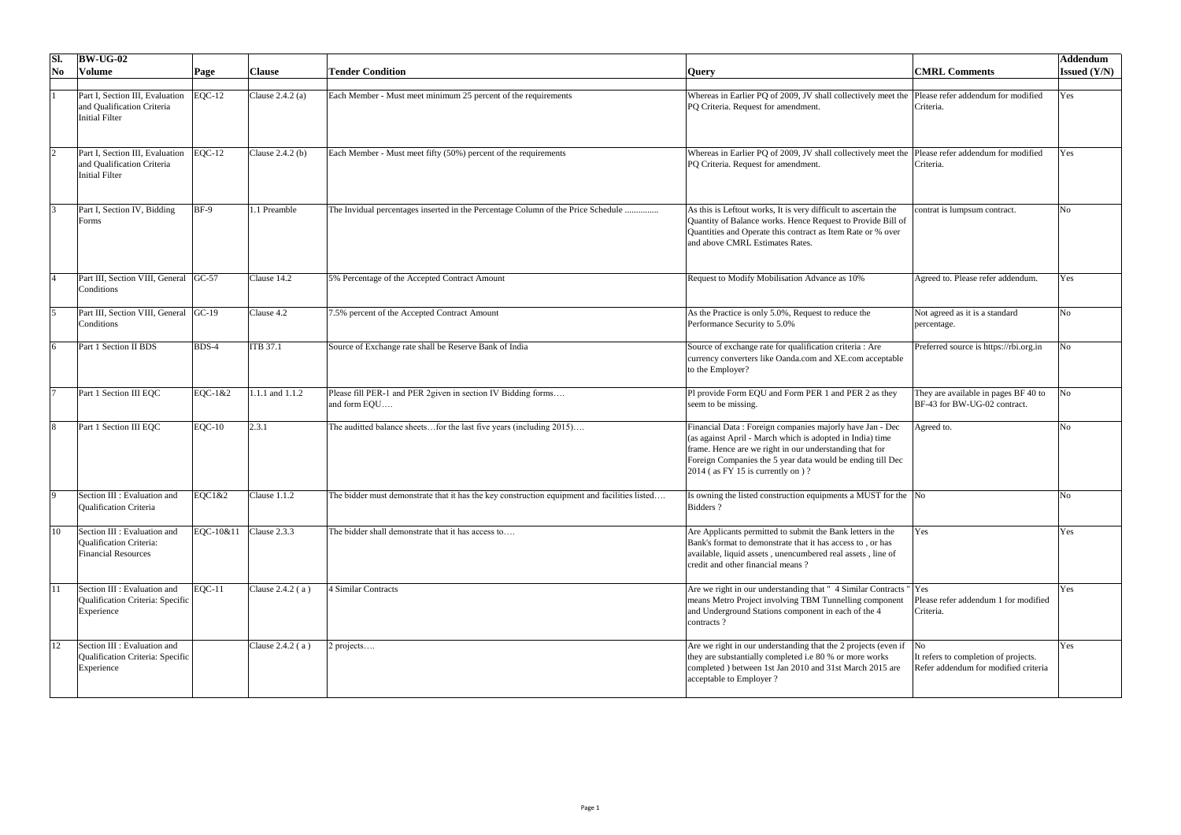| Sl. No | BW-UG-02 Volume | Page | Clause | Tender Condition | Query | CMRL Comments | Addendum Issued (Y/N) |
|---|---|---|---|---|---|---|---|
| 1 | Part I, Section III, Evaluation and Qualification Criteria Initial Filter | EQC-12 | Clause 2.4.2 (a) | Each Member - Must meet minimum 25 percent of the requirements | Whereas in Earlier PQ of 2009, JV shall collectively meet the PQ Criteria. Request for amendment. | Please refer addendum for modified Criteria. | Yes |
| 2 | Part I, Section III, Evaluation and Qualification Criteria Initial Filter | EQC-12 | Clause 2.4.2 (b) | Each Member - Must meet fifty (50%) percent of the requirements | Whereas in Earlier PQ of 2009, JV shall collectively meet the PQ Criteria. Request for amendment. | Please refer addendum for modified Criteria. | Yes |
| 3 | Part I, Section IV, Bidding Forms | BF-9 | 1.1 Preamble | The Invidual percentages inserted in the Percentage Column of the Price Schedule .............. | As this is Leftout works, It is very difficult to ascertain the Quantity of Balance works. Hence Request to Provide Bill of Quantities and Operate this contract as Item Rate or % over and above CMRL Estimates Rates. | contrat is lumpsum contract. | No |
| 4 | Part III, Section VIII, General Conditions | GC-57 | Clause 14.2 | 5% Percentage of the Accepted Contract Amount | Request to Modify Mobilisation Advance as 10% | Agreed to. Please refer addendum. | Yes |
| 5 | Part III, Section VIII, General Conditions | GC-19 | Clause 4.2 | 7.5% percent of the Accepted Contract Amount | As the Practice is only 5.0%, Request to reduce the Performance Security to 5.0% | Not agreed as it is a standard percentage. | No |
| 6 | Part 1 Section II BDS | BDS-4 | ITB 37.1 | Source of Exchange rate shall be Reserve Bank of India | Source of exchange rate for qualification criteria : Are currency converters like Oanda.com and XE.com acceptable to the Employer? | Preferred source is https://rbi.org.in | No |
| 7 | Part 1 Section III EQC | EQC-1&2 | 1.1.1 and 1.1.2 | Please fill PER-1 and PER 2given in section IV Bidding forms….<br>and form EQU…. | Pl provide Form EQU and Form PER 1 and PER 2 as they seem to be missing. | They are available in pages BF 40 to BF-43 for BW-UG-02 contract. | No |
| 8 | Part 1 Section III EQC | EQC-10 | 2.3.1 | The audited balance sheets…for the last five years (including 2015)…. | Financial Data : Foreign companies majorly have Jan - Dec (as against April - March which is adopted in India) time frame. Hence are we right in our understanding that for Foreign Companies the 5 year data would be ending till Dec 2014 ( as FY 15 is currently on ) ? | Agreed to. | No |
| 9 | Section III : Evaluation and Qualification Criteria | EQC1&2 | Clause 1.1.2 | The bidder must demonstrate that it has the key construction equipment and facilities listed…. | Is owning the listed construction equipments a MUST for the Bidders ? | No | No |
| 10 | Section III : Evaluation and Qualification Criteria: Financial Resources | EQC-10&11 | Clause 2.3.3 | The bidder shall demonstrate that it has access to…. | Are Applicants permitted to submit the Bank letters in the Bank's format to demonstrate that it has access to , or has available, liquid assets , unencumbered real assets , line of credit and other financial means ? | Yes | Yes |
| 11 | Section III : Evaluation and Qualification Criteria: Specific Experience | EQC-11 | Clause 2.4.2 ( a ) | 4 Similar Contracts | Are we right in our understanding that " 4 Similar Contracts " means Metro Project involving TBM Tunnelling component and Underground Stations component in each of the 4 contracts ? | Yes<br>Please refer addendum 1 for modified Criteria. | Yes |
| 12 | Section III : Evaluation and Qualification Criteria: Specific Experience | | Clause 2.4.2 ( a ) | 2 projects…. | Are we right in our understanding that the 2 projects (even if they are substantially completed i.e 80 % or more works completed ) between 1st Jan 2010 and 31st March 2015 are acceptable to Employer ? | No<br>It refers to completion of projects. Refer addendum for modified criteria | Yes |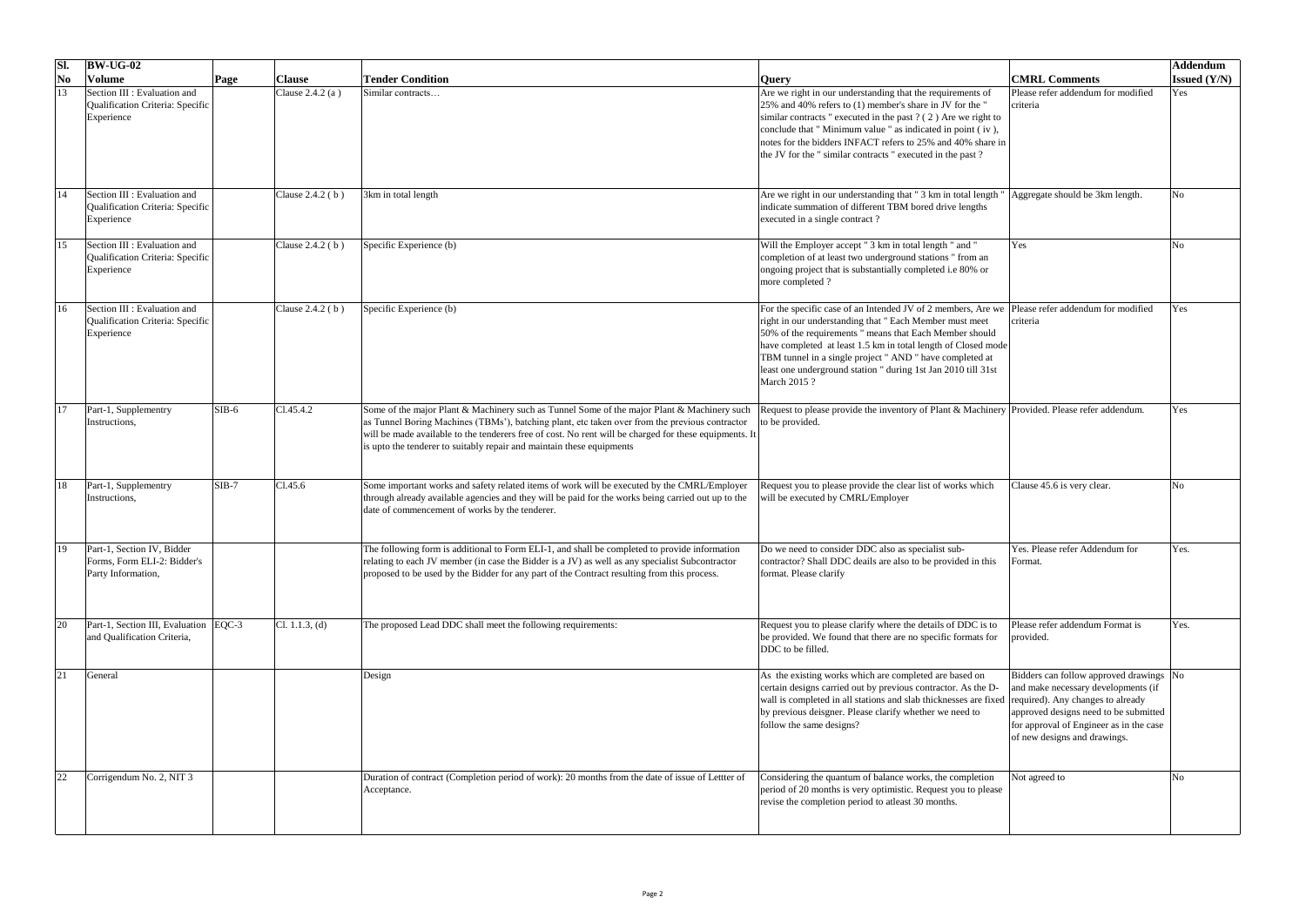| Sl. No | BW-UG-02 Volume | Page | Clause | Tender Condition | Query | CMRL Comments | Addendum Issued (Y/N) |
|---|---|---|---|---|---|---|---|
| 13 | Section III : Evaluation and Qualification Criteria: Specific Experience | | Clause 2.4.2 (a ) | Similar contracts… | Are we right in our understanding that the requirements of 25% and 40% refers to (1) member's share in JV for the " similar contracts " executed in the past ? ( 2 ) Are we right to conclude that " Minimum value " as indicated in point ( iv ), notes for the bidders INFACT refers to 25% and 40% share in the JV for the " similar contracts " executed in the past ? | Please refer addendum for modified criteria | Yes |
| 14 | Section III : Evaluation and Qualification Criteria: Specific Experience | | Clause 2.4.2 ( b ) | 3km in total length | Are we right in our understanding that " 3 km in total length " indicate summation of different TBM bored drive lengths executed in a single contract ? | Aggregate should be 3km length. | No |
| 15 | Section III : Evaluation and Qualification Criteria: Specific Experience | | Clause 2.4.2 ( b ) | Specific Experience (b) | Will the Employer accept " 3 km in total length " and " completion of at least two underground stations " from an ongoing project that is substantially completed i.e 80% or more completed ? | Yes | No |
| 16 | Section III : Evaluation and Qualification Criteria: Specific Experience | | Clause 2.4.2 ( b ) | Specific Experience (b) | For the specific case of an Intended JV of 2 members, Are we right in our understanding that " Each Member must meet 50% of the requirements " means that Each Member should have completed at least 1.5 km in total length of Closed mode TBM tunnel in a single project " AND " have completed at least one underground station " during 1st Jan 2010 till 31st March 2015 ? | Please refer addendum for modified criteria | Yes |
| 17 | Part-1, Supplementry Instructions, | SIB-6 | Cl.45.4.2 | Some of the major Plant & Machinery such as Tunnel Some of the major Plant & Machinery such as Tunnel Boring Machines (TBMs'), batching plant, etc taken over from the previous contractor will be made available to the tenderers free of cost. No rent will be charged for these equipments. It is upto the tenderer to suitably repair and maintain these equipments | Request to please provide the inventory of Plant & Machinery to be provided. | Provided. Please refer addendum. | Yes |
| 18 | Part-1, Supplementry Instructions, | SIB-7 | Cl.45.6 | Some important works and safety related items of work will be executed by the CMRL/Employer through already available agencies and they will be paid for the works being carried out up to the date of commencement of works by the tenderer. | Request you to please provide the clear list of works which will be executed by CMRL/Employer | Clause 45.6 is very clear. | No |
| 19 | Part-1, Section IV, Bidder Forms, Form ELI-2: Bidder's Party Information, | | | The following form is additional to Form ELI-1, and shall be completed to provide information relating to each JV member (in case the Bidder is a JV) as well as any specialist Subcontractor proposed to be used by the Bidder for any part of the Contract resulting from this process. | Do we need to consider DDC also as specialist sub-contractor? Shall DDC deails are also to be provided in this format. Please clarify | Yes. Please refer Addendum for Format. | Yes. |
| 20 | Part-1, Section III, Evaluation and Qualification Criteria, | EQC-3 | Cl. 1.1.3, (d) | The proposed Lead DDC shall meet the following requirements: | Request you to please clarify where the details of DDC is to be provided. We found that there are no specific formats for DDC to be filled. | Please refer addendum Format is provided. | Yes. |
| 21 | General | | | Design | As the existing works which are completed are based on certain designs carried out by previous contractor. As the D-wall is completed in all stations and slab thicknesses are fixed by previous deisgner. Please clarify whether we need to follow the same designs? | Bidders can follow approved drawings and make necessary developments (if required). Any changes to already approved designs need to be submitted for approval of Engineer as in the case of new designs and drawings. | No |
| 22 | Corrigendum No. 2, NIT 3 | | | Duration of contract (Completion period of work): 20 months from the date of issue of Lettter of Acceptance. | Considering the quantum of balance works, the completion period of 20 months is very optimistic. Request you to please revise the completion period to atleast 30 months. | Not agreed to | No |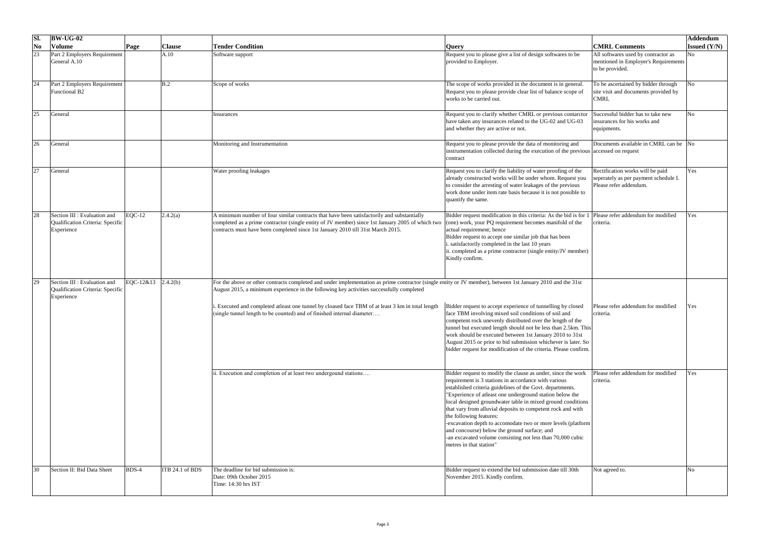| Sl. No | BW-UG-02 Volume | Page | Clause | Tender Condition | Query | CMRL Comments | Addendum Issued (Y/N) |
|---|---|---|---|---|---|---|---|
| 23 | Part 2 Employers Requirement General A.10 | | A.10 | Software support | Request you to please give a list of design softwares to be provided to Employer. | All softwares used by contractor as mentioned in Employer's Requirements to be provided. | No |
| 24 | Part 2 Employers Requirement Functional B2 | | B.2 | Scope of works | The scope of works provided in the document is in general. Request you to please provide clear list of balance scope of works to be carried out. | To be ascertained by bidder through site visit and documents provided by CMRL | No |
| 25 | General | | | Insurances | Request you to clarify whether CMRL or previous contarctor have taken any insurances related to the UG-02 and UG-03 and whether they are active or not. | Successful bidder has to take new insurances for his works and equipments. | No |
| 26 | General | | | Monitoring and Instrumentation | Request you to please provide the data of monitoring and instrumentation collected during the execution of the previous contract | Documents available in CMRL can be accessed on request | No |
| 27 | General | | | Water proofing leakages | Request you to clarify the liability of water proofing of the already constructed works will be under whom. Request you to consider the arresting of water leakages of the previous work done under item rate basis because it is not possible to quantify the same. | Rectification works will be paid seperately as per payment schedule I. Please refer addendum. | Yes |
| 28 | Section III : Evaluation and Qualification Criteria: Specific Experience | EQC-12 | 2.4.2(a) | A minimum number of four similar contracts that have been satisfactorily and substantially completed as a prime contractor (single entity of JV member) since 1st January 2005 of which two contracts must have been completed since 1st January 2010 till 31st March 2015. | Bidder request modification in this criteria: As the bid is for 1 (one) work, your PQ requirement becomes manifold of the actual requirement; hence<br>Bidder request to accept one similar job that has been<br>i. satisfactorily completed in the last 10 years<br>ii. completed as a prime contractor (single entity/JV member)<br>Kindly confirm. | Please refer addendum for modified criteria. | Yes |
| 29 | Section III : Evaluation and Qualification Criteria: Specific Experience | EQC-12&13 | 2.4.2(b) | For the above or other contracts completed and under implementation as prime contractor (single entity or JV member), between 1st January 2010 and the 31st August 2015, a minimum experience in the following key activities successfully completed<br><br>i. Executed and completed atleast one tunnel by cloased face TBM of at least 3 km in total length (single tunnel length to be counted) and of finished internal diameter…. | Bidder request to accept experience of tunnelling by closed face TBM involving mixed soil conditions of soil and competent rock unevenly distributed over the length of the tunnel but executed length should not be less than 2.5km. This work should be executed between 1st January 2010 to 31st August 2015 or prior to bid submission whichever is later. So bidder request for modification of the criteria. Please confirm. | Please refer addendum for modified criteria. | Yes |
| | | | | ii. Execution and completion of at least two undergound stations…. | Bidder request to modify the clause as under, since the work requirement is 3 stations in accordance with various established criteria guidelines of the Govt. departments.<br>"Experience of atleast one underground station below the local designed groundwater table in mixed ground conditions that vary from alluvial deposits to competent rock and with the following features:<br>-excavation depth to accomodate two or more levels (platform and concourse) below the ground surface; and<br>-an excavated volume consisting not less than 70,000 cubic metres in that station" | Please refer addendum for modified criteria. | Yes |
| 30 | Section II: Bid Data Sheet | BDS-4 | ITB 24.1 of BDS | The deadline for bid submission is:<br>Date: 09th October 2015<br>Time: 14:30 hrs IST | Bidder request to extend the bid submission date till 30th November 2015. Kindly confirm. | Not agreed to. | No |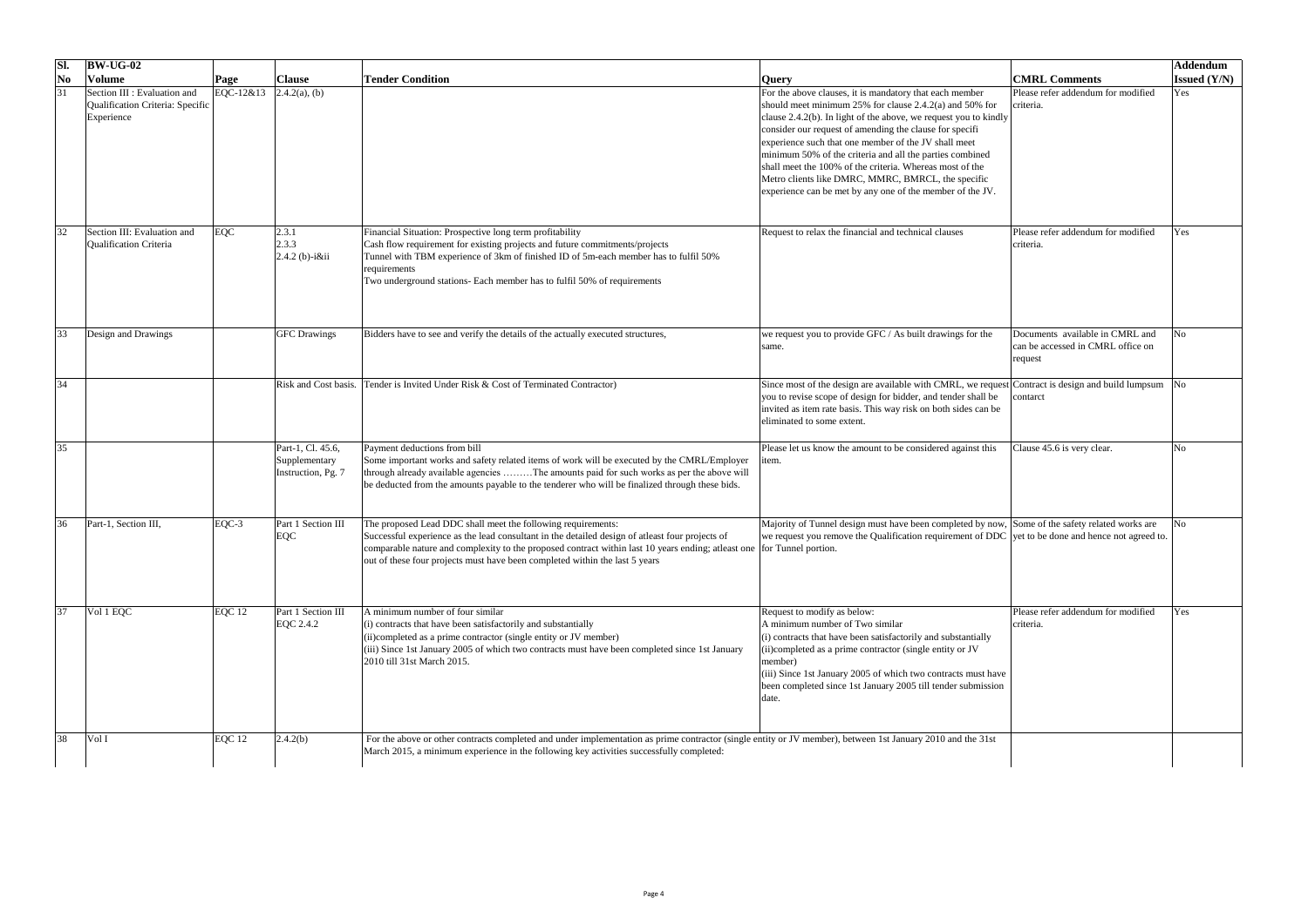| Sl. No | BW-UG-02 Volume | Page | Clause | Tender Condition | Query | CMRL Comments | Addendum Issued (Y/N) |
|---|---|---|---|---|---|---|---|
| 31 | Section III : Evaluation and Qualification Criteria: Specific Experience | EQC-12&13 | 2.4.2(a), (b) | | For the above clauses, it is mandatory that each member should meet minimum 25% for clause 2.4.2(a) and 50% for clause 2.4.2(b). In light of the above, we request you to kindly consider our request of amending the clause for specifi experience such that one member of the JV shall meet minimum 50% of the criteria and all the parties combined shall meet the 100% of the criteria. Whereas most of the Metro clients like DMRC, MMRC, BMRCL, the specific experience can be met by any one of the member of the JV. | Please refer addendum for modified criteria. | Yes |
| 32 | Section III: Evaluation and Qualification Criteria | EQC | 2.3.1<br>2.3.3<br>2.4.2 (b)-i&ii | Financial Situation: Prospective long term profitability<br>Cash flow requirement for existing projects and future commitments/projects<br>Tunnel with TBM experience of 3km of finished ID of 5m-each member has to fulfil 50% requirements<br>Two underground stations- Each member has to fulfil 50% of requirements | Request to relax the financial and technical clauses | Please refer addendum for modified criteria. | Yes |
| 33 | Design and Drawings | | GFC Drawings | Bidders have to see and verify the details of the actually executed structures, | we request you to provide GFC / As built drawings for the same. | Documents available in CMRL and can be accessed in CMRL office on request | No |
| 34 | | | Risk and Cost basis. | Tender is Invited Under Risk & Cost of Terminated Contractor) | Since most of the design are available with CMRL, we request you to revise scope of design for bidder, and tender shall be invited as item rate basis. This way risk on both sides can be eliminated to some extent. | Contract is design and build lumpsum contarct | No |
| 35 | | | Part-1, Cl. 45.6, Supplementary Instruction, Pg. 7 | Payment deductions from bill<br>Some important works and safety related items of work will be executed by the CMRL/Employer through already available agencies ………The amounts paid for such works as per the above will be deducted from the amounts payable to the tenderer who will be finalized through these bids. | Please let us know the amount to be considered against this item. | Clause 45.6 is very clear. | No |
| 36 | Part-1, Section III, | EQC-3 | Part 1 Section III EQC | The proposed Lead DDC shall meet the following requirements:<br>Successful experience as the lead consultant in the detailed design of atleast four projects of comparable nature and complexity to the proposed contract within last 10 years ending; atleast one out of these four projects must have been completed within the last 5 years | Majority of Tunnel design must have been completed by now, we request you remove the Qualification requirement of DDC for Tunnel portion. | Some of the safety related works are yet to be done and hence not agreed to. | No |
| 37 | Vol 1 EQC | EQC 12 | Part 1 Section III EQC 2.4.2 | A minimum number of four similar<br>(i) contracts that have been satisfactorily and substantially<br>(ii)completed as a prime contractor (single entity or JV member)<br>(iii) Since 1st January 2005 of which two contracts must have been completed since 1st January 2010 till 31st March 2015. | Request to modify as below:<br>A minimum number of Two similar<br>(i) contracts that have been satisfactorily and substantially<br>(ii)completed as a prime contractor (single entity or JV member)<br>(iii) Since 1st January 2005 of which two contracts must have been completed since 1st January 2005 till tender submission date. | Please refer addendum for modified criteria. | Yes |
| 38 | Vol I | EQC 12 | 2.4.2(b) | For the above or other contracts completed and under implementation as prime contractor (single entity or JV member), between 1st January 2010 and the 31st March 2015, a minimum experience in the following key activities successfully completed: | | | |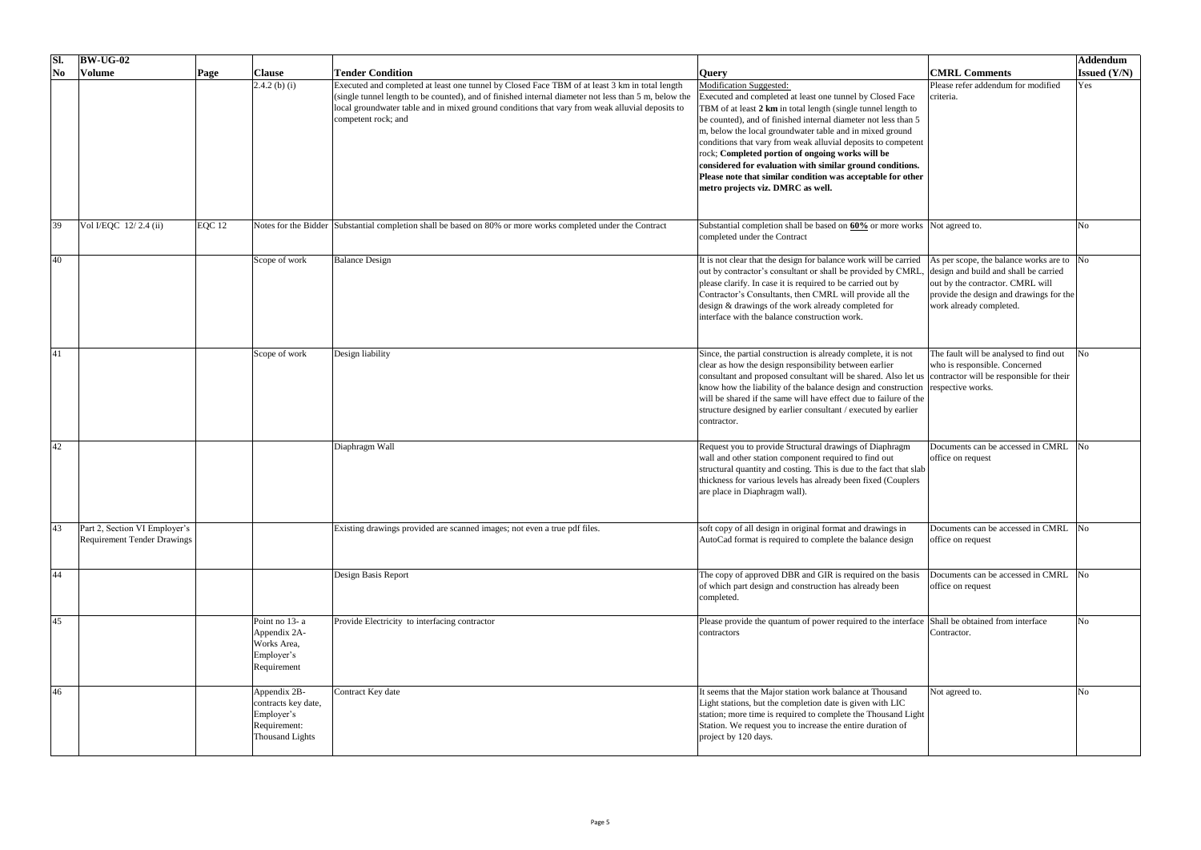| Sl. No | BW-UG-02 Volume | Page | Clause | Tender Condition | Query | CMRL Comments | Addendum Issued (Y/N) |
|---|---|---|---|---|---|---|---|
| | | | 2.4.2 (b) (i) | Executed and completed at least one tunnel by Closed Face TBM of at least 3 km in total length (single tunnel length to be counted), and of finished internal diameter not less than 5 m, below the local groundwater table and in mixed ground conditions that vary from weak alluvial deposits to competent rock; and | Modification Suggested:<br>Executed and completed at least one tunnel by Closed Face TBM of at least **2 km** in total length (single tunnel length to be counted), and of finished internal diameter not less than 5 m, below the local groundwater table and in mixed ground conditions that vary from weak alluvial deposits to competent rock; **Completed portion of ongoing works will be considered for evaluation with similar ground conditions. Please note that similar condition was acceptable for other metro projects viz. DMRC as well.** | Please refer addendum for modified criteria. | Yes |
| 39 | Vol I/EQC 12/ 2.4 (ii) | EQC 12 | Notes for the Bidder | Substantial completion shall be based on 80% or more works completed under the Contract | Substantial completion shall be based on **60%** or more works completed under the Contract | Not agreed to. | No |
| 40 | | | Scope of work | Balance Design | It is not clear that the design for balance work will be carried out by contractor's consultant or shall be provided by CMRL, please clarify. In case it is required to be carried out by Contractor's Consultants, then CMRL will provide all the design & drawings of the work already completed for interface with the balance construction work. | As per scope, the balance works are to design and build and shall be carried out by the contractor. CMRL will provide the design and drawings for the work already completed. | No |
| 41 | | | Scope of work | Design liability | Since, the partial construction is already complete, it is not clear as how the design responsibility between earlier consultant and proposed consultant will be shared. Also let us know how the liability of the balance design and construction will be shared if the same will have effect due to failure of the structure designed by earlier consultant / executed by earlier contractor. | The fault will be analysed to find out who is responsible. Concerned contractor will be responsible for their respective works. | No |
| 42 | | | | Diaphragm Wall | Request you to provide Structural drawings of Diaphragm wall and other station component required to find out structural quantity and costing. This is due to the fact that slab thickness for various levels has already been fixed (Couplers are place in Diaphragm wall). | Documents can be accessed in CMRL office on request | No |
| 43 | Part 2, Section VI Employer's Requirement Tender Drawings | | | Existing drawings provided are scanned images; not even a true pdf files. | soft copy of all design in original format and drawings in AutoCad format is required to complete the balance design | Documents can be accessed in CMRL office on request | No |
| 44 | | | | Design Basis Report | The copy of approved DBR and GIR is required on the basis of which part design and construction has already been completed. | Documents can be accessed in CMRL office on request | No |
| 45 | | | Point no 13- a Appendix 2A- Works Area, Employer's Requirement | Provide Electricity to interfacing contractor | Please provide the quantum of power required to the interface contractors | Shall be obtained from interface Contractor. | No |
| 46 | | | Appendix 2B- contracts key date, Employer's Requirement: Thousand Lights | Contract Key date | It seems that the Major station work balance at Thousand Light stations, but the completion date is given with LIC station; more time is required to complete the Thousand Light Station. We request you to increase the entire duration of project by 120 days. | Not agreed to. | No |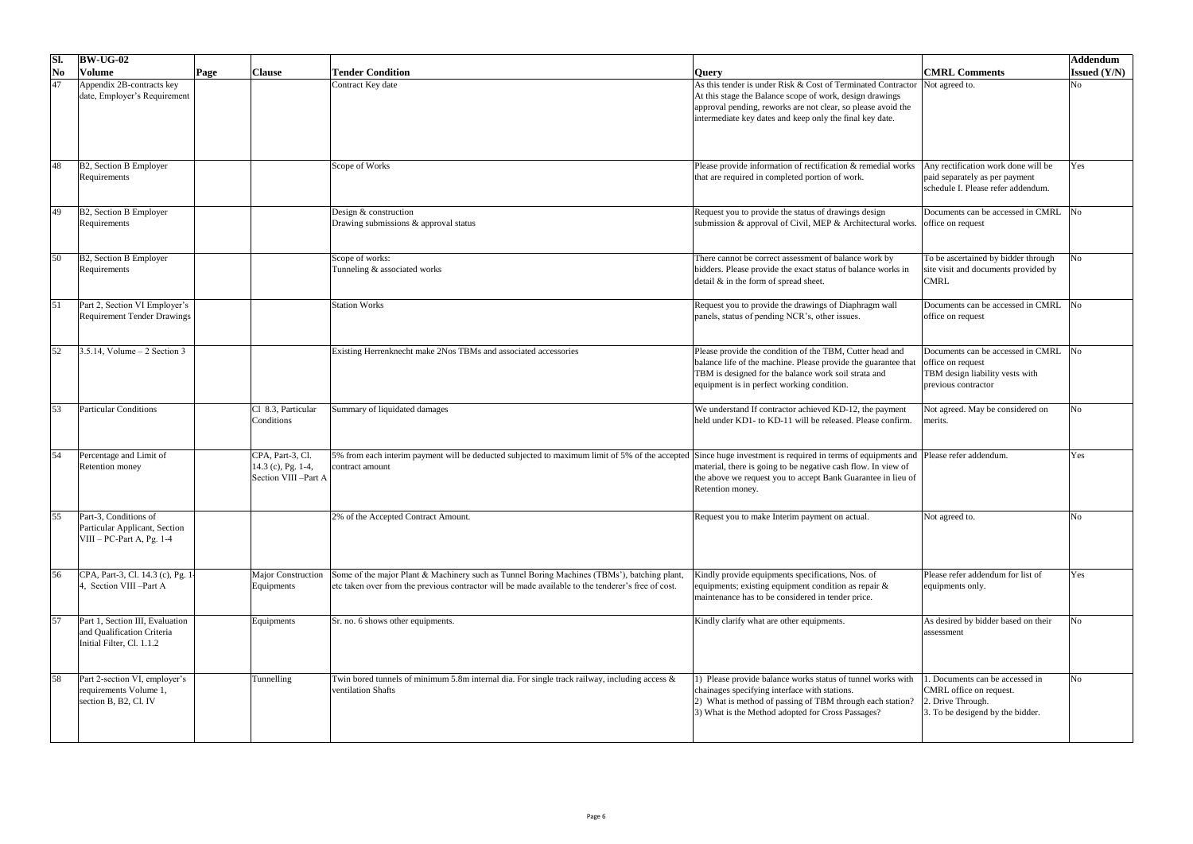| Sl. No | BW-UG-02 Volume | Page | Clause | Tender Condition | Query | CMRL Comments | Addendum Issued (Y/N) |
|---|---|---|---|---|---|---|---|
| 47 | Appendix 2B-contracts key date, Employer's Requirement | | | Contract Key date | As this tender is under Risk & Cost of Terminated Contractor At this stage the Balance scope of work, design drawings approval pending, reworks are not clear, so please avoid the intermediate key dates and keep only the final key date. | Not agreed to. | No |
| 48 | B2, Section B Employer Requirements | | | Scope of Works | Please provide information of rectification & remedial works that are required in completed portion of work. | Any rectification work done will be paid separately as per payment schedule I. Please refer addendum. | Yes |
| 49 | B2, Section B Employer Requirements | | | Design & construction Drawing submissions & approval status | Request you to provide the status of drawings design submission & approval of Civil, MEP & Architectural works. | Documents can be accessed in CMRL office on request | No |
| 50 | B2, Section B Employer Requirements | | | Scope of works: Tunneling & associated works | There cannot be correct assessment of balance work by bidders. Please provide the exact status of balance works in detail & in the form of spread sheet. | To be ascertained by bidder through site visit and documents provided by CMRL | No |
| 51 | Part 2, Section VI Employer's Requirement Tender Drawings | | | Station Works | Request you to provide the drawings of Diaphragm wall panels, status of pending NCR's, other issues. | Documents can be accessed in CMRL office on request | No |
| 52 | 3.5.14, Volume – 2 Section 3 | | | Existing Herrenknecht make 2Nos TBMs and associated accessories | Please provide the condition of the TBM, Cutter head and balance life of the machine. Please provide the guarantee that TBM is designed for the balance work soil strata and equipment is in perfect working condition. | Documents can be accessed in CMRL office on request TBM design liability vests with previous contractor | No |
| 53 | Particular Conditions | | Cl 8.3, Particular Conditions | Summary of liquidated damages | We understand If contractor achieved KD-12, the payment held under KD1- to KD-11 will be released. Please confirm. | Not agreed. May be considered on merits. | No |
| 54 | Percentage and Limit of Retention money | | CPA, Part-3, Cl. 14.3 (c), Pg. 1-4, Section VIII –Part A | 5% from each interim payment will be deducted subjected to maximum limit of 5% of the accepted contract amount | Since huge investment is required in terms of equipments and material, there is going to be negative cash flow. In view of the above we request you to accept Bank Guarantee in lieu of Retention money. | Please refer addendum. | Yes |
| 55 | Part-3, Conditions of Particular Applicant, Section VIII – PC-Part A, Pg. 1-4 | | | 2% of the Accepted Contract Amount. | Request you to make Interim payment on actual. | Not agreed to. | No |
| 56 | CPA, Part-3, Cl. 14.3 (c), Pg. 1-4, Section VIII –Part A | | Major Construction Equipments | Some of the major Plant & Machinery such as Tunnel Boring Machines (TBMs'), batching plant, etc taken over from the previous contractor will be made available to the tenderer's free of cost. | Kindly provide equipments specifications, Nos. of equipments; existing equipment condition as repair & maintenance has to be considered in tender price. | Please refer addendum for list of equipments only. | Yes |
| 57 | Part 1, Section III, Evaluation and Qualification Criteria Initial Filter, Cl. 1.1.2 | | Equipments | Sr. no. 6 shows other equipments. | Kindly clarify what are other equipments. | As desired by bidder based on their assessment | No |
| 58 | Part 2-section VI, employer's requirements Volume 1, section B, B2, Cl. IV | | Tunnelling | Twin bored tunnels of minimum 5.8m internal dia. For single track railway, including access & ventilation Shafts | 1) Please provide balance works status of tunnel works with chainages specifying interface with stations. 2) What is method of passing of TBM through each station? 3) What is the Method adopted for Cross Passages? | 1. Documents can be accessed in CMRL office on request. 2. Drive Through. 3. To be desigend by the bidder. | No |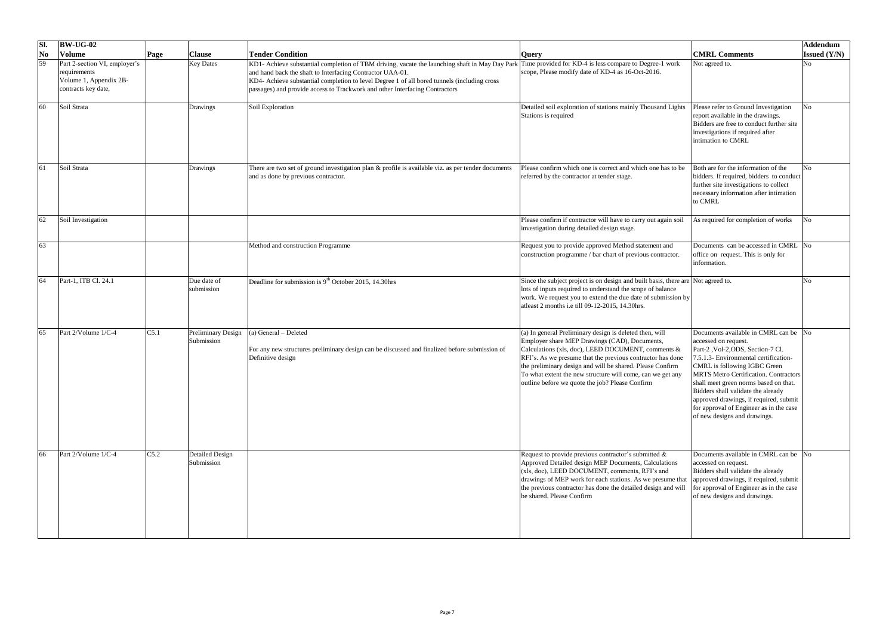| Sl. No | BW-UG-02 Volume | Page | Clause | Tender Condition | Query | CMRL Comments | Addendum Issued (Y/N) |
|---|---|---|---|---|---|---|---|
| 59 | Part 2-section VI, employer's requirements Volume 1, Appendix 2B-contracts key date, | | Key Dates | KD1- Achieve substantial completion of TBM driving, vacate the launching shaft in May Day Park and hand back the shaft to Interfacing Contractor UAA-01. KD4- Achieve substantial completion to level Degree 1 of all bored tunnels (including cross passages) and provide access to Trackwork and other Interfacing Contractors | Time provided for KD-4 is less compare to Degree-1 work scope, Please modify date of KD-4 as 16-Oct-2016. | Not agreed to. | No |
| 60 | Soil Strata | | Drawings | Soil Exploration | Detailed soil exploration of stations mainly Thousand Lights Stations is required | Please refer to Ground Investigation report available in the drawings. Bidders are free to conduct further site investigations if required after intimation to CMRL | No |
| 61 | Soil Strata | | Drawings | There are two set of ground investigation plan & profile is available viz. as per tender documents and as done by previous contractor. | Please confirm which one is correct and which one has to be referred by the contractor at tender stage. | Both are for the information of the bidders. If required, bidders to conduct further site investigations to collect necessary information after intimation to CMRL | No |
| 62 | Soil Investigation | | | | Please confirm if contractor will have to carry out again soil investigation during detailed design stage. | As required for completion of works | No |
| 63 | | | | Method and construction Programme | Request you to provide approved Method statement and construction programme / bar chart of previous contractor. | Documents can be accessed in CMRL office on request. This is only for information. | No |
| 64 | Part-1, ITB Cl. 24.1 | | Due date of submission | Deadline for submission is 9th October 2015, 14.30hrs | Since the subject project is on design and built basis, there are lots of inputs required to understand the scope of balance work. We request you to extend the due date of submission by atleast 2 months i.e till 09-12-2015, 14.30hrs. | Not agreed to. | No |
| 65 | Part 2/Volume 1/C-4 | C5.1 | Preliminary Design Submission | (a) General – Deleted<br><br>For any new structures preliminary design can be discussed and finalized before submission of Definitive design | (a) In general Preliminary design is deleted then, will Employer share MEP Drawings (CAD), Documents, Calculations (xls, doc), LEED DOCUMENT, comments & RFI's. As we presume that the previous contractor has done the preliminary design and will be shared. Please Confirm To what extent the new structure will come, can we get any outline before we quote the job? Please Confirm | Documents available in CMRL can be accessed on request. Part-2 ,Vol-2,ODS, Section-7 Cl. 7.5.1.3- Environmental certification- CMRL is following IGBC Green MRTS Metro Certification. Contractors shall meet green norms based on that. Bidders shall validate the already approved drawings, if required, submit for approval of Engineer as in the case of new designs and drawings. | No |
| 66 | Part 2/Volume 1/C-4 | C5.2 | Detailed Design Submission | | Request to provide previous contractor's submitted & Approved Detailed design MEP Documents, Calculations (xls, doc), LEED DOCUMENT, comments, RFI's and drawings of MEP work for each stations. As we presume that the previous contractor has done the detailed design and will be shared. Please Confirm | Documents available in CMRL can be accessed on request. Bidders shall validate the already approved drawings, if required, submit for approval of Engineer as in the case of new designs and drawings. | No |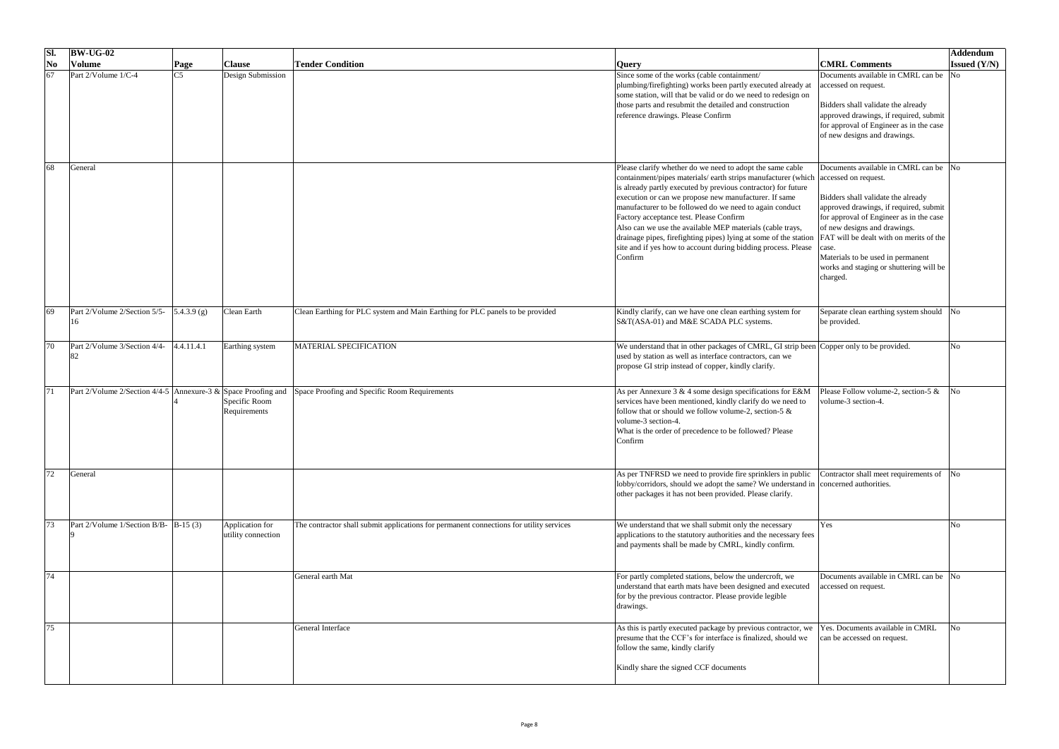| Sl. No | BW-UG-02 Volume | Page | Clause | Tender Condition | Query | CMRL Comments | Addendum Issued (Y/N) |
|---|---|---|---|---|---|---|---|
| 67 | Part 2/Volume 1/C-4 | C5 | Design Submission | | Since some of the works (cable containment/ plumbing/firefighting) works been partly executed already at some station, will that be valid or do we need to redesign on those parts and resubmit the detailed and construction reference drawings. Please Confirm | Documents available in CMRL can be accessed on request.<br><br>Bidders shall validate the already approved drawings, if required, submit for approval of Engineer as in the case of new designs and drawings. | No |
| 68 | General | | | | Please clarify whether do we need to adopt the same cable containment/pipes materials/ earth strips manufacturer (which is already partly executed by previous contractor) for future execution or can we propose new manufacturer. If same manufacturer to be followed do we need to again conduct Factory acceptance test. Please Confirm<br>Also can we use the available MEP materials (cable trays, drainage pipes, firefighting pipes) lying at some of the station site and if yes how to account during bidding process. Please Confirm | Documents available in CMRL can be accessed on request.<br><br>Bidders shall validate the already approved drawings, if required, submit for approval of Engineer as in the case of new designs and drawings.<br>FAT will be dealt with on merits of the case.<br>Materials to be used in permanent works and staging or shuttering will be charged. | No |
| 69 | Part 2/Volume 2/Section 5/5-16 | 5.4.3.9 (g) | Clean Earth | Clean Earthing for PLC system and Main Earthing for PLC panels to be provided | Kindly clarify, can we have one clean earthing system for S&T(ASA-01) and M&E SCADA PLC systems. | Separate clean earthing system should be provided. | No |
| 70 | Part 2/Volume 3/Section 4/4-82 | 4.4.11.4.1 | Earthing system | MATERIAL SPECIFICATION | We understand that in other packages of CMRL, GI strip been used by station as well as interface contractors, can we propose GI strip instead of copper, kindly clarify. | Copper only to be provided. | No |
| 71 | Part 2/Volume 2/Section 4/4-5 | Annexure-3 & 4 | Space Proofing and Specific Room Requirements | Space Proofing and Specific Room Requirements | As per Annexure 3 & 4 some design specifications for E&M services have been mentioned, kindly clarify do we need to follow that or should we follow volume-2, section-5 & volume-3 section-4.<br>What is the order of precedence to be followed? Please Confirm | Please Follow volume-2, section-5 & volume-3 section-4. | No |
| 72 | General | | | | As per TNFRSD we need to provide fire sprinklers in public lobby/corridors, should we adopt the same? We understand in other packages it has not been provided. Please clarify. | Contractor shall meet requirements of concerned authorities. | No |
| 73 | Part 2/Volume 1/Section B/B-9 | B-15 (3) | Application for utility connection | The contractor shall submit applications for permanent connections for utility services | We understand that we shall submit only the necessary applications to the statutory authorities and the necessary fees and payments shall be made by CMRL, kindly confirm. | Yes | No |
| 74 | | | | General earth Mat | For partly completed stations, below the undercroft, we understand that earth mats have been designed and executed for by the previous contractor. Please provide legible drawings. | Documents available in CMRL can be accessed on request. | No |
| 75 | | | | General Interface | As this is partly executed package by previous contractor, we presume that the CCF's for interface is finalized, should we follow the same, kindly clarify<br><br>Kindly share the signed CCF documents | Yes. Documents available in CMRL can be accessed on request. | No |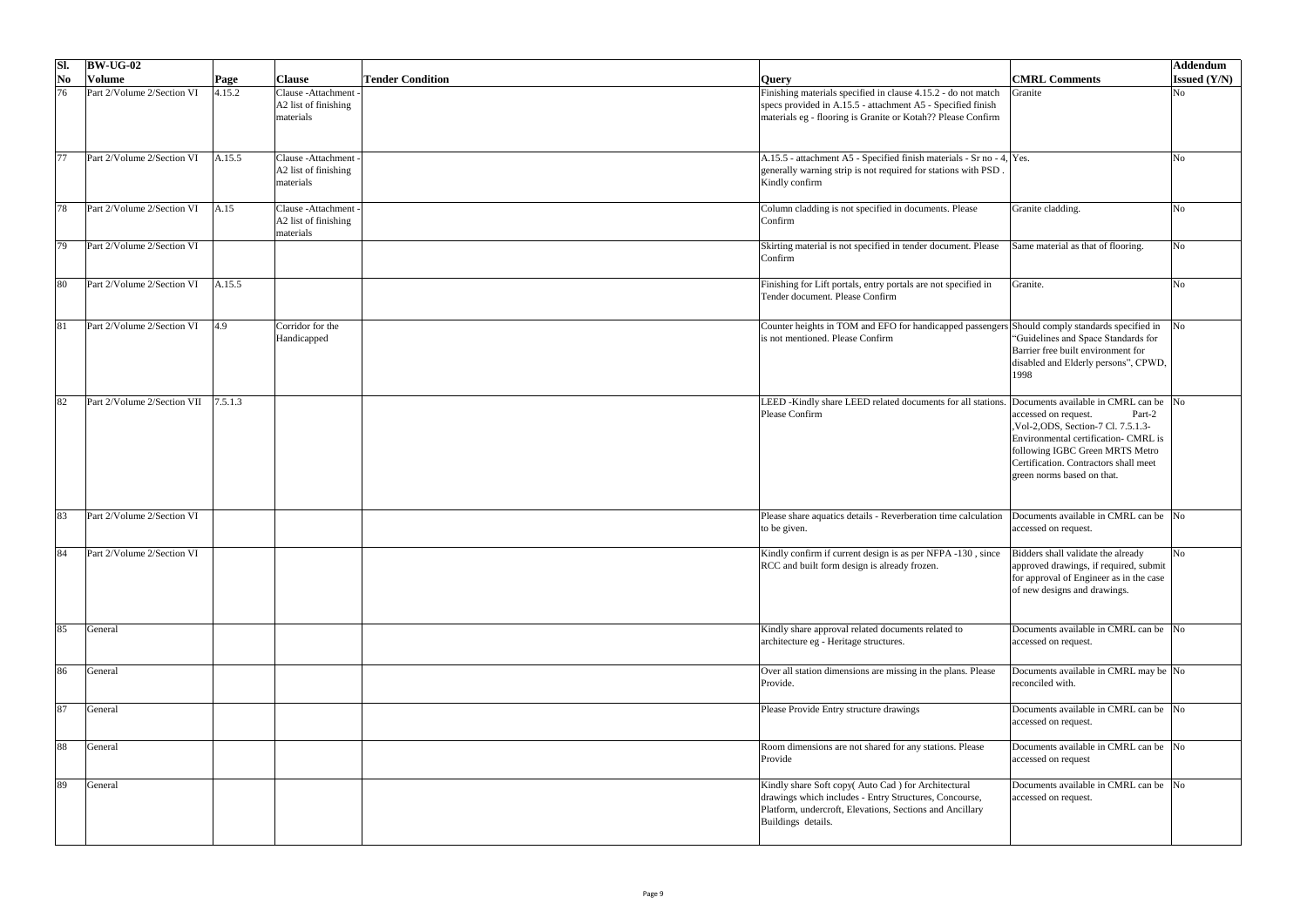| Sl. No | BW-UG-02 Volume | Page | Clause | Tender Condition | Query | CMRL Comments | Addendum Issued (Y/N) |
|---|---|---|---|---|---|---|---|
| 76 | Part 2/Volume 2/Section VI | 4.15.2 | Clause -Attachment - A2 list of finishing materials | | Finishing materials specified in clause 4.15.2 - do not match specs provided in A.15.5 - attachment A5 - Specified finish materials eg - flooring is Granite or Kotah?? Please Confirm | Granite | No |
| 77 | Part 2/Volume 2/Section VI | A.15.5 | Clause -Attachment - A2 list of finishing materials | | A.15.5 - attachment A5 - Specified finish materials - Sr no - 4, generally warning strip is not required for stations with PSD . Kindly confirm | Yes. | No |
| 78 | Part 2/Volume 2/Section VI | A.15 | Clause -Attachment - A2 list of finishing materials | | Column cladding is not specified in documents. Please Confirm | Granite cladding. | No |
| 79 | Part 2/Volume 2/Section VI | | | | Skirting material is not specified in tender document. Please Confirm | Same material as that of flooring. | No |
| 80 | Part 2/Volume 2/Section VI | A.15.5 | | | Finishing for Lift portals, entry portals are not specified in Tender document. Please Confirm | Granite. | No |
| 81 | Part 2/Volume 2/Section VI | 4.9 | Corridor for the Handicapped | | Counter heights in TOM and EFO for handicapped passengers is not mentioned. Please Confirm | Should comply standards specified in "Guidelines and Space Standards for Barrier free built environment for disabled and Elderly persons", CPWD, 1998 | No |
| 82 | Part 2/Volume 2/Section VII | 7.5.1.3 | | | LEED -Kindly share LEED related documents for all stations. Please Confirm | Documents available in CMRL can be accessed on request. Part-2 ,Vol-2,ODS, Section-7 Cl. 7.5.1.3- Environmental certification- CMRL is following IGBC Green MRTS Metro Certification. Contractors shall meet green norms based on that. | No |
| 83 | Part 2/Volume 2/Section VI | | | | Please share aquatics details - Reverberation time calculation to be given. | Documents available in CMRL can be accessed on request. | No |
| 84 | Part 2/Volume 2/Section VI | | | | Kindly confirm if current design is as per NFPA -130 , since RCC and built form design is already frozen. | Bidders shall validate the already approved drawings, if required, submit for approval of Engineer as in the case of new designs and drawings. | No |
| 85 | General | | | | Kindly share approval related documents related to architecture eg - Heritage structures. | Documents available in CMRL can be accessed on request. | No |
| 86 | General | | | | Over all station dimensions are missing in the plans. Please Provide. | Documents available in CMRL may be reconciled with. | No |
| 87 | General | | | | Please Provide Entry structure drawings | Documents available in CMRL can be accessed on request. | No |
| 88 | General | | | | Room dimensions are not shared for any stations. Please Provide | Documents available in CMRL can be accessed on request | No |
| 89 | General | | | | Kindly share Soft copy( Auto Cad ) for Architectural drawings which includes - Entry Structures, Concourse, Platform, undercroft, Elevations, Sections and Ancillary Buildings details. | Documents available in CMRL can be accessed on request. | No |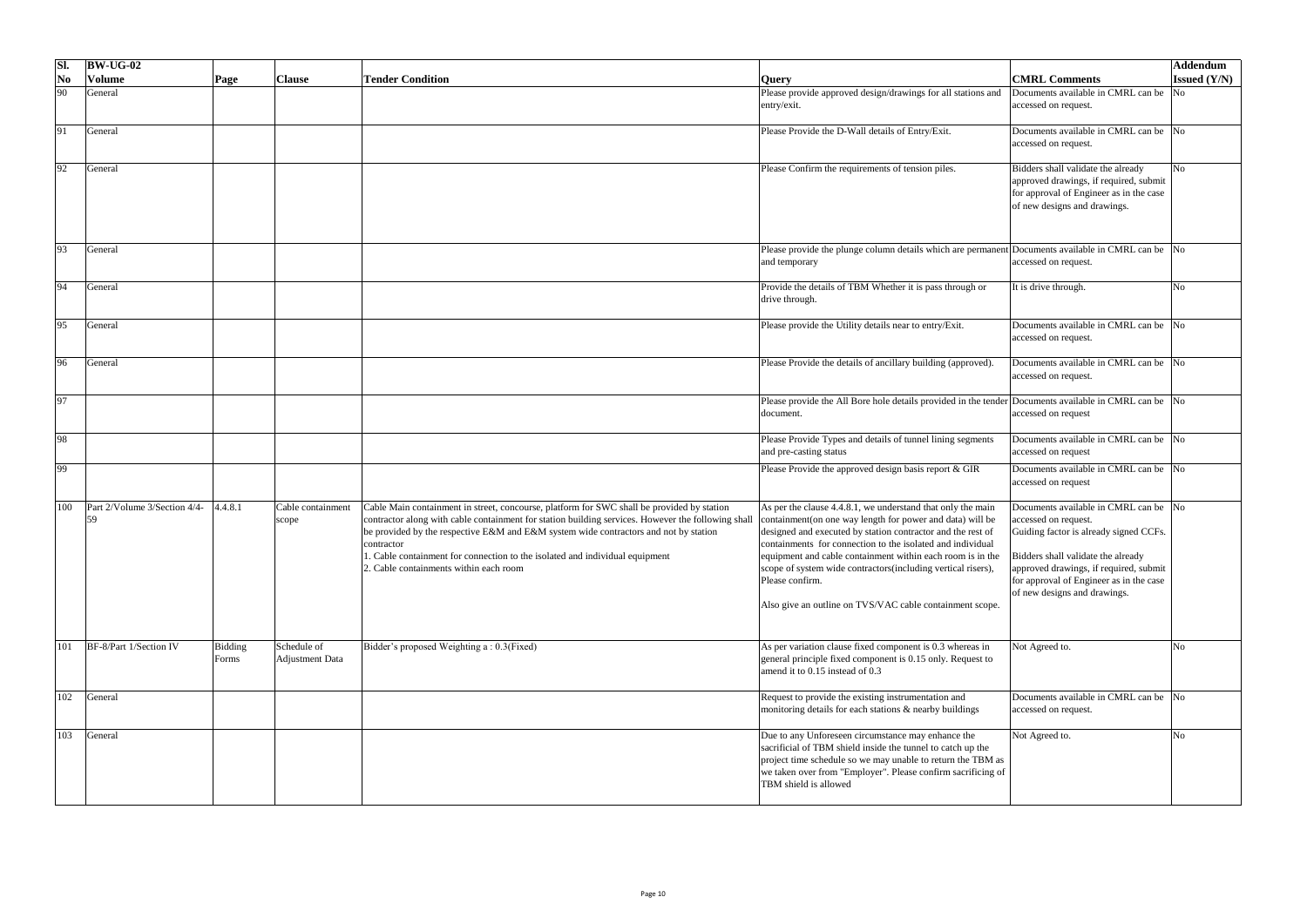| Sl. No | BW-UG-02 Volume | Page | Clause | Tender Condition | Query | CMRL Comments | Addendum Issued (Y/N) |
|---|---|---|---|---|---|---|---|
| 90 | General | | | | Please provide approved design/drawings for all stations and entry/exit. | Documents available in CMRL can be accessed on request. | No |
| 91 | General | | | | Please Provide the D-Wall details of Entry/Exit. | Documents available in CMRL can be accessed on request. | No |
| 92 | General | | | | Please Confirm the requirements of tension piles. | Bidders shall validate the already approved drawings, if required, submit for approval of Engineer as in the case of new designs and drawings. | No |
| 93 | General | | | | Please provide the plunge column details which are permanent and temporary | Documents available in CMRL can be accessed on request. | No |
| 94 | General | | | | Provide the details of TBM Whether it is pass through or drive through. | It is drive through. | No |
| 95 | General | | | | Please provide the Utility details near to entry/Exit. | Documents available in CMRL can be accessed on request. | No |
| 96 | General | | | | Please Provide the details of ancillary building (approved). | Documents available in CMRL can be accessed on request. | No |
| 97 | | | | | Please provide the All Bore hole details provided in the tender document. | Documents available in CMRL can be accessed on request | No |
| 98 | | | | | Please Provide Types and details of tunnel lining segments and pre-casting status | Documents available in CMRL can be accessed on request | No |
| 99 | | | | | Please Provide the approved design basis report & GIR | Documents available in CMRL can be accessed on request | No |
| 100 | Part 2/Volume 3/Section 4/4-59 | 4.4.8.1 | Cable containment scope | Cable Main containment in street, concourse, platform for SWC shall be provided by station contractor along with cable containment for station building services. However the following shall be provided by the respective E&M and E&M system wide contractors and not by station contractor<br>1. Cable containment for connection to the isolated and individual equipment<br>2. Cable containments within each room | As per the clause 4.4.8.1, we understand that only the main containment(on one way length for power and data) will be designed and executed by station contractor and the rest of containments for connection to the isolated and individual equipment and cable containment within each room is in the scope of system wide contractors(including vertical risers), Please confirm.<br><br>Also give an outline on TVS/VAC cable containment scope. | Documents available in CMRL can be accessed on request.<br>Guiding factor is already signed CCFs.<br><br>Bidders shall validate the already approved drawings, if required, submit for approval of Engineer as in the case of new designs and drawings. | No |
| 101 | BF-8/Part 1/Section IV | Bidding Forms | Schedule of Adjustment Data | Bidder's proposed Weighting a : 0.3(Fixed) | As per variation clause fixed component is 0.3 whereas in general principle fixed component is 0.15 only. Request to amend it to 0.15 instead of 0.3 | Not Agreed to. | No |
| 102 | General | | | | Request to provide the existing instrumentation and monitoring details for each stations & nearby buildings | Documents available in CMRL can be accessed on request. | No |
| 103 | General | | | | Due to any Unforeseen circumstance may enhance the sacrificial of TBM shield inside the tunnel to catch up the project time schedule so we may unable to return the TBM as we taken over from "Employer". Please confirm sacrificing of TBM shield is allowed | Not Agreed to. | No |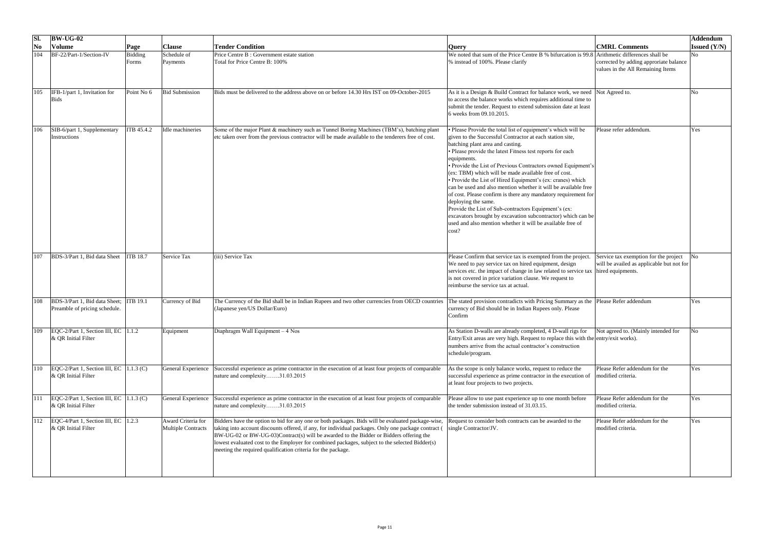| Sl. No | BW-UG-02 Volume | Page | Clause | Tender Condition | Query | CMRL Comments | Addendum Issued (Y/N) |
|---|---|---|---|---|---|---|---|
| 104 | BF-22/Part-1/Section-IV | Bidding Forms | Schedule of Payments | Price Centre B : Government estate station<br>Total for Price Centre B: 100% | We noted that sum of the Price Centre B % bifurcation is 99.8 % instead of 100%. Please clarify | Arithmetic differences shall be corrected by adding approriate balance values in the All Remaining Items | No |
| 105 | IFB-1/part 1, Invitation for Bids | Point No 6 | Bid Submission | Bids must be delivered to the address above on or before 14.30 Hrs IST on 09-October-2015 | As it is a Design & Build Contract for balance work, we need to access the balance works which requires additional time to submit the tender. Request to extend submission date at least 6 weeks from 09.10.2015. | Not Agreed to. | No |
| 106 | SIB-6/part 1, Supplementary Instructions | ITB 45.4.2 | Idle machineries | Some of the major Plant & machinery such as Tunnel Boring Machines (TBM's), batching plant etc taken over from the previous contractor will be made available to the tenderers free of cost. | • Please Provide the total list of equipment's which will be given to the Successful Contractor at each station site, batching plant area and casting.<br>• Please provide the latest Fitness test reports for each equipments.<br>• Provide the List of Previous Contractors owned Equipment's (ex: TBM) which will be made available free of cost.<br>• Provide the List of Hired Equipment's (ex: cranes) which can be used and also mention whether it will be available free of cost. Please confirm is there any mandatory requirement for deploying the same.<br>Provide the List of Sub-contractors Equipment's (ex: excavators brought by excavation subcontractor) which can be used and also mention whether it will be available free of cost? | Please refer addendum. | Yes |
| 107 | BDS-3/Part 1, Bid data Sheet | ITB 18.7 | Service Tax | (iii) Service Tax | Please Confirm that service tax is exempted from the project. We need to pay service tax on hired equipment, design services etc. the impact of change in law related to service tax is not covered in price variation clause. We request to reimburse the service tax at actual. | Service tax exemption for the project will be availed as applicable but not for hired equipments. | No |
| 108 | BDS-3/Part 1, Bid data Sheet; Preamble of pricing schedule. | ITB 19.1 | Currency of Bid | The Currency of the Bid shall be in Indian Rupees and two other currencies from OECD countries (Japanese yen/US Dollar/Euro) | The stated provision contradicts with Pricing Summary as the currency of Bid should be in Indian Rupees only. Please Confirm | Please Refer addendum | Yes |
| 109 | EQC-2/Part 1, Section III, EC & QR Initial Filter | 1.1.2 | Equipment | Diaphragm Wall Equipment – 4 Nos | As Station D-walls are already completed, 4 D-wall rigs for Entry/Exit areas are very high. Request to replace this with the numbers arrive from the actual contractor's construction schedule/program. | Not agreed to. (Mainly intended for entry/exit works). | No |
| 110 | EQC-2/Part 1, Section III, EC & QR Initial Filter | 1.1.3 (C) | General Experience | Successful experience as prime contractor in the execution of at least four projects of comparable nature and complexity…….31.03.2015 | As the scope is only balance works, request to reduce the successful experience as prime contractor in the execution of at least four projects to two projects. | Please Refer addendum for the modified criteria. | Yes |
| 111 | EQC-2/Part 1, Section III, EC & QR Initial Filter | 1.1.3 (C) | General Experience | Successful experience as prime contractor in the execution of at least four projects of comparable nature and complexity…….31.03.2015 | Please allow to use past experience up to one month before the tender submission instead of 31.03.15. | Please Refer addendum for the modified criteria. | Yes |
| 112 | EQC-4/Part 1, Section III, EC & QR Initial Filter | 1.2.3 | Award Criteria for Multiple Contracts | Bidders have the option to bid for any one or both packages. Bids will be evaluated package-wise, taking into account discounts offered, if any, for individual packages. Only one package contract ( BW-UG-02 or BW-UG-03)Contract(s) will be awarded to the Bidder or Bidders offering the lowest evaluated cost to the Employer for combined packages, subject to the selected Bidder(s) meeting the required qualification criteria for the package. | Request to consider both contracts can be awarded to the single Contractor/JV. | Please Refer addendum for the modified criteria. | Yes |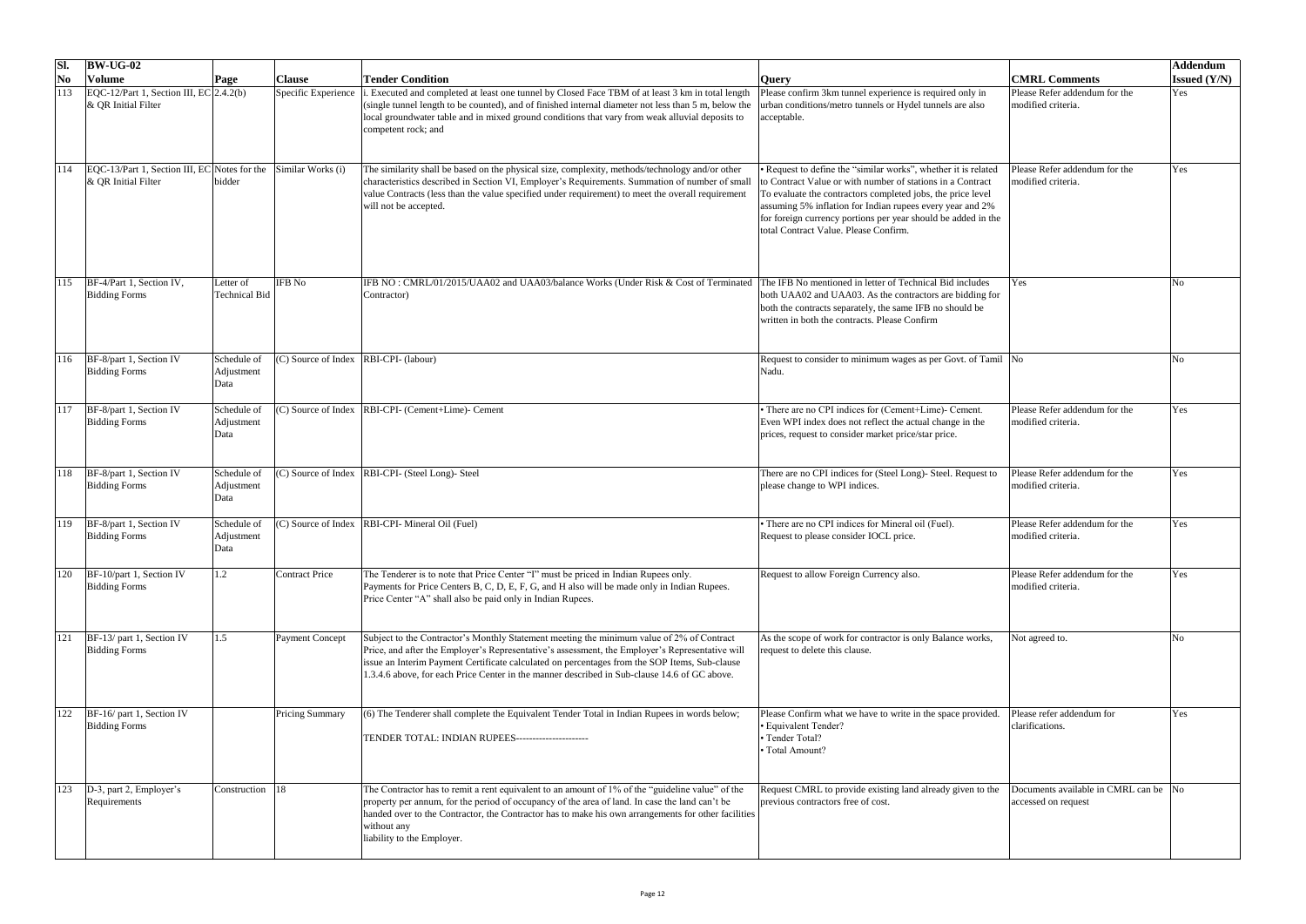| Sl. No | BW-UG-02 Volume | Page | Clause | Tender Condition | Query | CMRL Comments | Addendum Issued (Y/N) |
|---|---|---|---|---|---|---|---|
| 113 | EQC-12/Part 1, Section III, EC & QR Initial Filter | 2.4.2(b) | Specific Experience | i. Executed and completed at least one tunnel by Closed Face TBM of at least 3 km in total length (single tunnel length to be counted), and of finished internal diameter not less than 5 m, below the local groundwater table and in mixed ground conditions that vary from weak alluvial deposits to competent rock; and | Please confirm 3km tunnel experience is required only in urban conditions/metro tunnels or Hydel tunnels are also acceptable. | Please Refer addendum for the modified criteria. | Yes |
| 114 | EQC-13/Part 1, Section III, EC & QR Initial Filter | Notes for the bidder | Similar Works (i) | The similarity shall be based on the physical size, complexity, methods/technology and/or other characteristics described in Section VI, Employer's Requirements. Summation of number of small value Contracts (less than the value specified under requirement) to meet the overall requirement will not be accepted. | • Request to define the "similar works", whether it is related to Contract Value or with number of stations in a Contract<br>To evaluate the contractors completed jobs, the price level assuming 5% inflation for Indian rupees every year and 2% for foreign currency portions per year should be added in the total Contract Value. Please Confirm. | Please Refer addendum for the modified criteria. | Yes |
| 115 | BF-4/Part 1, Section IV, Bidding Forms | Letter of Technical Bid | IFB No | IFB NO : CMRL/01/2015/UAA02 and UAA03/balance Works (Under Risk & Cost of Terminated Contractor) | The IFB No mentioned in letter of Technical Bid includes both UAA02 and UAA03. As the contractors are bidding for both the contracts separately, the same IFB no should be written in both the contracts. Please Confirm | Yes | No |
| 116 | BF-8/part 1, Section IV Bidding Forms | Schedule of Adjustment Data | (C) Source of Index | RBI-CPI- (labour) | Request to consider to minimum wages as per Govt. of Tamil Nadu. | No | No |
| 117 | BF-8/part 1, Section IV Bidding Forms | Schedule of Adjustment Data | (C) Source of Index | RBI-CPI- (Cement+Lime)- Cement | • There are no CPI indices for (Cement+Lime)- Cement. Even WPI index does not reflect the actual change in the prices, request to consider market price/star price. | Please Refer addendum for the modified criteria. | Yes |
| 118 | BF-8/part 1, Section IV Bidding Forms | Schedule of Adjustment Data | (C) Source of Index | RBI-CPI- (Steel Long)- Steel | There are no CPI indices for (Steel Long)- Steel. Request to please change to WPI indices. | Please Refer addendum for the modified criteria. | Yes |
| 119 | BF-8/part 1, Section IV Bidding Forms | Schedule of Adjustment Data | (C) Source of Index | RBI-CPI- Mineral Oil (Fuel) | • There are no CPI indices for Mineral oil (Fuel). Request to please consider IOCL price. | Please Refer addendum for the modified criteria. | Yes |
| 120 | BF-10/part 1, Section IV Bidding Forms | 1.2 | Contract Price | The Tenderer is to note that Price Center "I" must be priced in Indian Rupees only.<br>Payments for Price Centers B, C, D, E, F, G, and H also will be made only in Indian Rupees.<br>Price Center "A" shall also be paid only in Indian Rupees. | Request to allow Foreign Currency also. | Please Refer addendum for the modified criteria. | Yes |
| 121 | BF-13/ part 1, Section IV Bidding Forms | 1.5 | Payment Concept | Subject to the Contractor's Monthly Statement meeting the minimum value of 2% of Contract Price, and after the Employer's Representative's assessment, the Employer's Representative will issue an Interim Payment Certificate calculated on percentages from the SOP Items, Sub-clause 1.3.4.6 above, for each Price Center in the manner described in Sub-clause 14.6 of GC above. | As the scope of work for contractor is only Balance works, request to delete this clause. | Not agreed to. | No |
| 122 | BF-16/ part 1, Section IV Bidding Forms | | Pricing Summary | (6) The Tenderer shall complete the Equivalent Tender Total in Indian Rupees in words below;<br>TENDER TOTAL: INDIAN RUPEES---------------------- | Please Confirm what we have to write in the space provided.<br>• Equivalent Tender?<br>• Tender Total?<br>• Total Amount? | Please refer addendum for clarifications. | Yes |
| 123 | D-3, part 2, Employer's Requirements | Construction | 18 | The Contractor has to remit a rent equivalent to an amount of 1% of the "guideline value" of the property per annum, for the period of occupancy of the area of land. In case the land can't be handed over to the Contractor, the Contractor has to make his own arrangements for other facilities without any liability to the Employer. | Request CMRL to provide existing land already given to the previous contractors free of cost. | Documents available in CMRL can be accessed on request | No |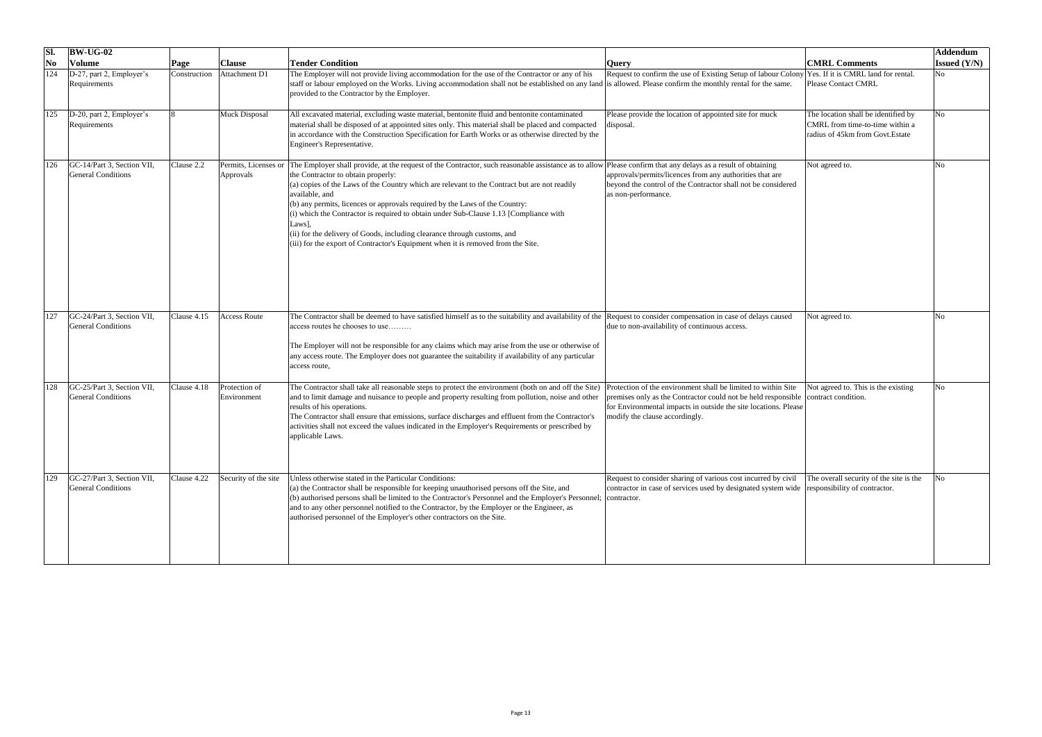| Sl. No | BW-UG-02 Volume | Page | Clause | Tender Condition | Query | CMRL Comments | Addendum Issued (Y/N) |
|---|---|---|---|---|---|---|---|
| 124 | D-27, part 2, Employer's Requirements | Construction | Attachment D1 | The Employer will not provide living accommodation for the use of the Contractor or any of his staff or labour employed on the Works. Living accommodation shall not be established on any land provided to the Contractor by the Employer. | Request to confirm the use of Existing Setup of labour Colony is allowed. Please confirm the monthly rental for the same. | Yes. If it is CMRL land for rental. Please Contact CMRL | No |
| 125 | D-20, part 2, Employer's Requirements | 8 | Muck Disposal | All excavated material, excluding waste material, bentonite fluid and bentonite contaminated material shall be disposed of at appointed sites only. This material shall be placed and compacted in accordance with the Construction Specification for Earth Works or as otherwise directed by the Engineer's Representative. | Please provide the location of appointed site for muck disposal. | The location shall be identified by CMRL from time-to-time within a radius of 45km from Govt.Estate | No |
| 126 | GC-14/Part 3, Section VII, General Conditions | Clause 2.2 | Permits, Licenses or Approvals | The Employer shall provide, at the request of the Contractor, such reasonable assistance as to allow the Contractor to obtain properly:<br>(a) copies of the Laws of the Country which are relevant to the Contract but are not readily available, and<br>(b) any permits, licences or approvals required by the Laws of the Country:<br>(i) which the Contractor is required to obtain under Sub-Clause 1.13 [Compliance with Laws],<br>(ii) for the delivery of Goods, including clearance through customs, and<br>(iii) for the export of Contractor's Equipment when it is removed from the Site. | Please confirm that any delays as a result of obtaining approvals/permits/licences from any authorities that are beyond the control of the Contractor shall not be considered as non-performance. | Not agreed to. | No |
| 127 | GC-24/Part 3, Section VII, General Conditions | Clause 4.15 | Access Route | The Contractor shall be deemed to have satisfied himself as to the suitability and availability of the access routes he chooses to use………<br><br>The Employer will not be responsible for any claims which may arise from the use or otherwise of any access route. The Employer does not guarantee the suitability if availability of any particular access route, | Request to consider compensation in case of delays caused due to non-availability of continuous access. | Not agreed to. | No |
| 128 | GC-25/Part 3, Section VII, General Conditions | Clause 4.18 | Protection of Environment | The Contractor shall take all reasonable steps to protect the environment (both on and off the Site) and to limit damage and nuisance to people and property resulting from pollution, noise and other results of his operations.<br>The Contractor shall ensure that emissions, surface discharges and effluent from the Contractor's activities shall not exceed the values indicated in the Employer's Requirements or prescribed by applicable Laws. | Protection of the environment shall be limited to within Site premises only as the Contractor could not be held responsible for Environmental impacts in outside the site locations. Please modify the clause accordingly. | Not agreed to. This is the existing contract condition. | No |
| 129 | GC-27/Part 3, Section VII, General Conditions | Clause 4.22 | Security of the site | Unless otherwise stated in the Particular Conditions:<br>(a) the Contractor shall be responsible for keeping unauthorised persons off the Site, and<br>(b) authorised persons shall be limited to the Contractor's Personnel and the Employer's Personnel; and to any other personnel notified to the Contractor, by the Employer or the Engineer, as authorised personnel of the Employer's other contractors on the Site. | Request to consider sharing of various cost incurred by civil contractor in case of services used by designated system wide contractor. | The overall security of the site is the responsibility of contractor. | No |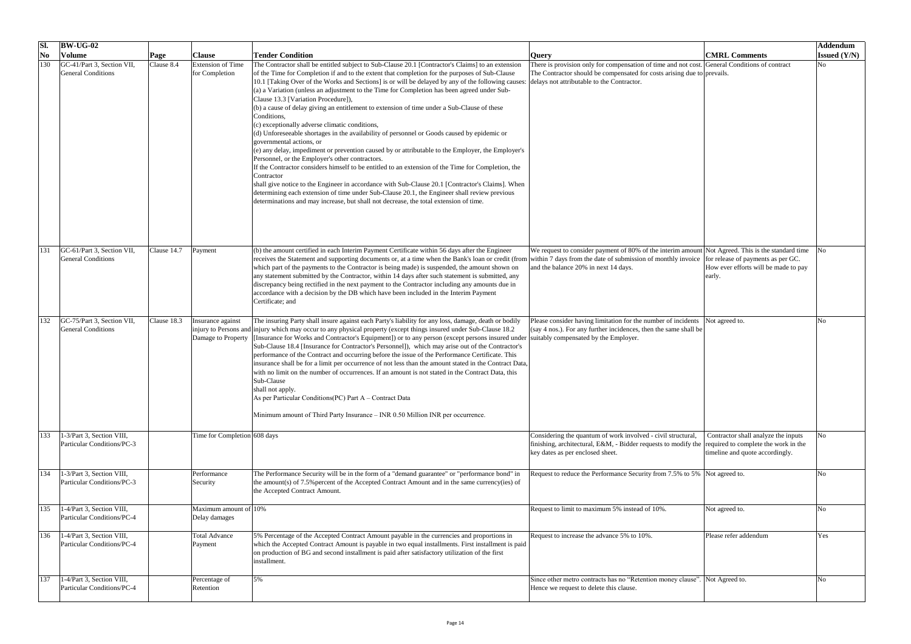| Sl. No | BW-UG-02 Volume | Page | Clause | Tender Condition | Query | CMRL Comments | Addendum Issued (Y/N) |
|---|---|---|---|---|---|---|---|
| 130 | GC-41/Part 3, Section VII, General Conditions | Clause 8.4 | Extension of Time for Completion | The Contractor shall be entitled subject to Sub-Clause 20.1 [Contractor's Claims] to an extension of the Time for Completion if and to the extent that completion for the purposes of Sub-Clause 10.1 [Taking Over of the Works and Sections] is or will be delayed by any of the following causes: (a) a Variation (unless an adjustment to the Time for Completion has been agreed under Sub-Clause 13.3 [Variation Procedure]), (b) a cause of delay giving an entitlement to extension of time under a Sub-Clause of these Conditions, (c) exceptionally adverse climatic conditions, (d) Unforeseeable shortages in the availability of personnel or Goods caused by epidemic or governmental actions, or (e) any delay, impediment or prevention caused by or attributable to the Employer, the Employer's Personnel, or the Employer's other contractors. If the Contractor considers himself to be entitled to an extension of the Time for Completion, the Contractor shall give notice to the Engineer in accordance with Sub-Clause 20.1 [Contractor's Claims]. When determining each extension of time under Sub-Clause 20.1, the Engineer shall review previous determinations and may increase, but shall not decrease, the total extension of time. | There is provision only for compensation of time and not cost. The Contractor should be compensated for costs arising due to delays not attributable to the Contractor. | General Conditions of contract prevails. | No |
| 131 | GC-61/Part 3, Section VII, General Conditions | Clause 14.7 | Payment | (b) the amount certified in each Interim Payment Certificate within 56 days after the Engineer receives the Statement and supporting documents or, at a time when the Bank's loan or credit (from which part of the payments to the Contractor is being made) is suspended, the amount shown on any statement submitted by the Contractor, within 14 days after such statement is submitted, any discrepancy being rectified in the next payment to the Contractor including any amounts due in accordance with a decision by the DB which have been included in the Interim Payment Certificate; and | We request to consider payment of 80% of the interim amount within 7 days from the date of submission of monthly invoice and the balance 20% in next 14 days. | Not Agreed. This is the standard time for release of payments as per GC. How ever efforts will be made to pay early. | No |
| 132 | GC-75/Part 3, Section VII, General Conditions | Clause 18.3 | Insurance against injury to Persons and Damage to Property | The insuring Party shall insure against each Party's liability for any loss, damage, death or bodily injury which may occur to any physical property (except things insured under Sub-Clause 18.2 [Insurance for Works and Contractor's Equipment]) or to any person (except persons insured under Sub-Clause 18.4 [Insurance for Contractor's Personnel]), which may arise out of the Contractor's performance of the Contract and occurring before the issue of the Performance Certificate. This insurance shall be for a limit per occurrence of not less than the amount stated in the Contract Data, with no limit on the number of occurrences. If an amount is not stated in the Contract Data, this Sub-Clause shall not apply. As per Particular Conditions(PC) Part A – Contract Data<br><br>Minimum amount of Third Party Insurance – INR 0.50 Million INR per occurrence. | Please consider having limitation for the number of incidents (say 4 nos.). For any further incidences, then the same shall be suitably compensated by the Employer. | Not agreed to. | No |
| 133 | 1-3/Part 3, Section VIII, Particular Conditions/PC-3 | | Time for Completion | 608 days | Considering the quantum of work involved - civil structural, finishing, architectural, E&M, - Bidder requests to modify the key dates as per enclosed sheet. | Contractor shall analyze the inputs required to complete the work in the timeline and quote accordingly. | No |
| 134 | 1-3/Part 3, Section VIII, Particular Conditions/PC-3 | | Performance Security | The Performance Security will be in the form of a "demand guarantee" or "performance bond" in the amount(s) of 7.5%percent of the Accepted Contract Amount and in the same currency(ies) of the Accepted Contract Amount. | Request to reduce the Performance Security from 7.5% to 5% | Not agreed to. | No |
| 135 | 1-4/Part 3, Section VIII, Particular Conditions/PC-4 | | Maximum amount of Delay damages | 10% | Request to limit to maximum 5% instead of 10%. | Not agreed to. | No |
| 136 | 1-4/Part 3, Section VIII, Particular Conditions/PC-4 | | Total Advance Payment | 5% Percentage of the Accepted Contract Amount payable in the currencies and proportions in which the Accepted Contract Amount is payable in two equal installments. First installment is paid on production of BG and second installment is paid after satisfactory utilization of the first installment. | Request to increase the advance 5% to 10%. | Please refer addendum | Yes |
| 137 | 1-4/Part 3, Section VIII, Particular Conditions/PC-4 | | Percentage of Retention | 5% | Since other metro contracts has no "Retention money clause". Hence we request to delete this clause. | Not Agreed to. | No |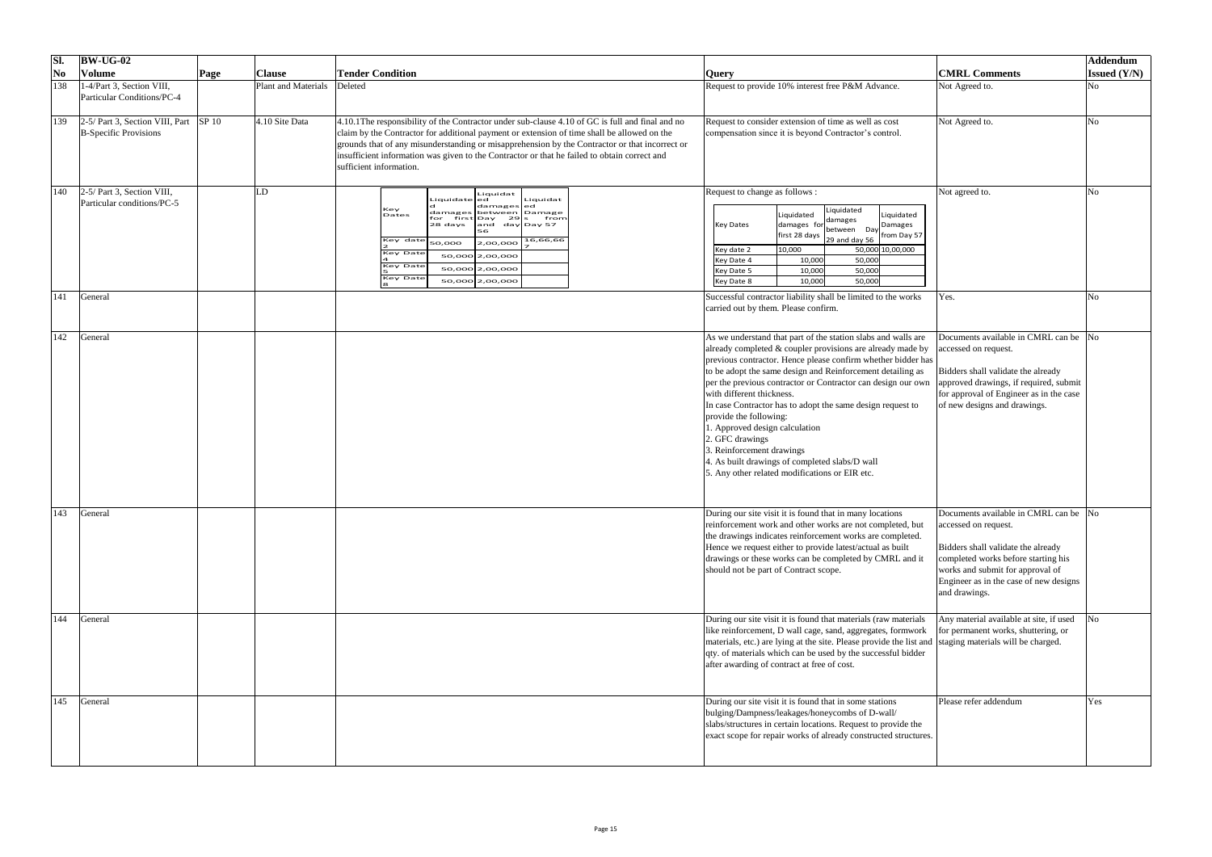| Sl. No | BW-UG-02 Volume | Page | Clause | Tender Condition | Query | CMRL Comments | Addendum Issued (Y/N) |
|---|---|---|---|---|---|---|---|
| 138 | 1-4/Part 3, Section VIII, Particular Conditions/PC-4 | | Plant and Materials | Deleted | Request to provide 10% interest free P&M Advance. | Not Agreed to. | No |
| 139 | 2-5/ Part 3, Section VIII, Part B-Specific Provisions | SP 10 | 4.10 Site Data | 4.10.1The responsibility of the Contractor under sub-clause 4.10 of GC is full and final and no claim by the Contractor for additional payment or extension of time shall be allowed on the grounds that of any misunderstanding or misapprehension by the Contractor or that incorrect or insufficient information was given to the Contractor or that he failed to obtain correct and sufficient information. | Request to consider extension of time as well as cost compensation since it is beyond Contractor's control. | Not Agreed to. | No |
| 140 | 2-5/ Part 3, Section VIII, Particular conditions/PC-5 | | LD | Key Dates / Liquidated damages for first 28 days / Liquidated damages between Day 29 and day 56 / Liquidated Damages from Day 57<br>Key date 2: 50,000 / 2,00,000 / 16,66,667<br>Key Date 4: 50,000 / 2,00,000 /<br>Key Date 5: 50,000 / 2,00,000 /<br>Key Date 8: 50,000 / 2,00,000 / | Request to change as follows :<br>Key Dates / Liquidated damages for first 28 days / Liquidated damages between Day 29 and day 56 / Liquidated Damages from Day 57<br>Key date 2: 10,000 / 50,000 / 10,00,000<br>Key Date 4: 10,000 / 50,000 /<br>Key Date 5: 10,000 / 50,000 /<br>Key Date 8: 10,000 / 50,000 / | Not agreed to. | No |
| 141 | General | | | | Successful contractor liability shall be limited to the works carried out by them. Please confirm. | Yes. | No |
| 142 | General | | | | As we understand that part of the station slabs and walls are already completed & coupler provisions are already made by previous contractor. Hence please confirm whether bidder has to be adopt the same design and Reinforcement detailing as per the previous contractor or Contractor can design our own with different thickness.<br>In case Contractor has to adopt the same design request to provide the following:<br>1. Approved design calculation<br>2. GFC drawings<br>3. Reinforcement drawings<br>4. As built drawings of completed slabs/D wall<br>5. Any other related modifications or EIR etc. | Documents available in CMRL can be accessed on request.<br><br>Bidders shall validate the already approved drawings, if required, submit for approval of Engineer as in the case of new designs and drawings. | No |
| 143 | General | | | | During our site visit it is found that in many locations reinforcement work and other works are not completed, but the drawings indicates reinforcement works are completed. Hence we request either to provide latest/actual as built drawings or these works can be completed by CMRL and it should not be part of Contract scope. | Documents available in CMRL can be accessed on request.<br><br>Bidders shall validate the already completed works before starting his works and submit for approval of Engineer as in the case of new designs and drawings. | No |
| 144 | General | | | | During our site visit it is found that materials (raw materials like reinforcement, D wall cage, sand, aggregates, formwork materials, etc.) are lying at the site. Please provide the list and qty. of materials which can be used by the successful bidder after awarding of contract at free of cost. | Any material available at site, if used for permanent works, shuttering, or staging materials will be charged. | No |
| 145 | General | | | | During our site visit it is found that in some stations bulging/Dampness/leakages/honeycombs of D-wall/ slabs/structures in certain locations. Request to provide the exact scope for repair works of already constructed structures. | Please refer addendum | Yes |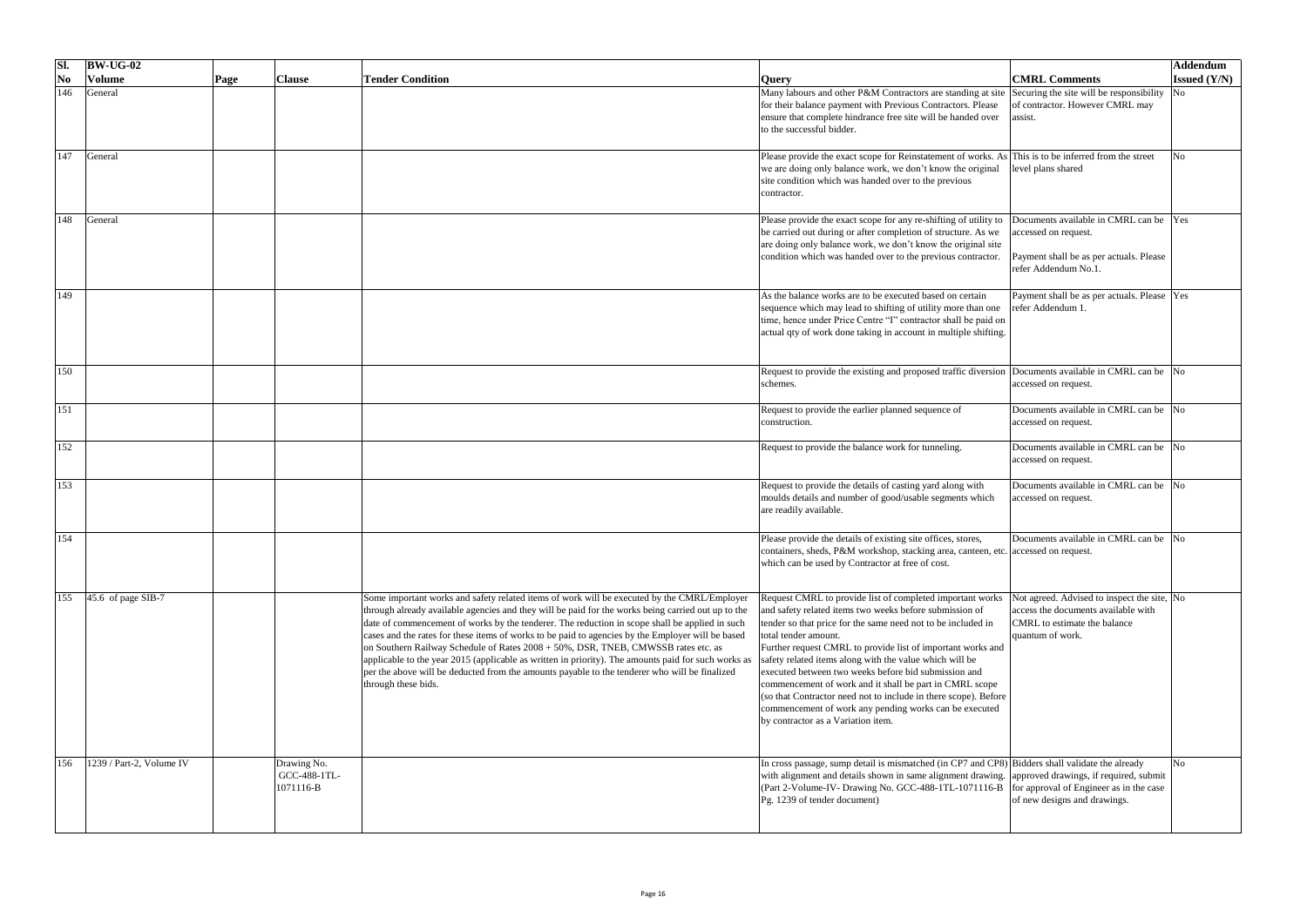| Sl. No | BW-UG-02 Volume | Page | Clause | Tender Condition | Query | CMRL Comments | Addendum Issued (Y/N) |
|---|---|---|---|---|---|---|---|
| 146 | General | | | | Many labours and other P&M Contractors are standing at site for their balance payment with Previous Contractors. Please ensure that complete hindrance free site will be handed over to the successful bidder. | Securing the site will be responsibility of contractor. However CMRL may assist. | No |
| 147 | General | | | | Please provide the exact scope for Reinstatement of works. As we are doing only balance work, we don't know the original site condition which was handed over to the previous contractor. | This is to be inferred from the street level plans shared | No |
| 148 | General | | | | Please provide the exact scope for any re-shifting of utility to be carried out during or after completion of structure. As we are doing only balance work, we don't know the original site condition which was handed over to the previous contractor. | Documents available in CMRL can be accessed on request.<br><br>Payment shall be as per actuals. Please refer Addendum No.1. | Yes |
| 149 | | | | | As the balance works are to be executed based on certain sequence which may lead to shifting of utility more than one time, hence under Price Centre "I" contractor shall be paid on actual qty of work done taking in account in multiple shifting. | Payment shall be as per actuals. Please refer Addendum 1. | Yes |
| 150 | | | | | Request to provide the existing and proposed traffic diversion schemes. | Documents available in CMRL can be accessed on request. | No |
| 151 | | | | | Request to provide the earlier planned sequence of construction. | Documents available in CMRL can be accessed on request. | No |
| 152 | | | | | Request to provide the balance work for tunneling. | Documents available in CMRL can be accessed on request. | No |
| 153 | | | | | Request to provide the details of casting yard along with moulds details and number of good/usable segments which are readily available. | Documents available in CMRL can be accessed on request. | No |
| 154 | | | | | Please provide the details of existing site offices, stores, containers, sheds, P&M workshop, stacking area, canteen, etc. which can be used by Contractor at free of cost. | Documents available in CMRL can be accessed on request. | No |
| 155 | 45.6 of page SIB-7 | | | Some important works and safety related items of work will be executed by the CMRL/Employer through already available agencies and they will be paid for the works being carried out up to the date of commencement of works by the tenderer. The reduction in scope shall be applied in such cases and the rates for these items of works to be paid to agencies by the Employer will be based on Southern Railway Schedule of Rates 2008 + 50%, DSR, TNEB, CMWSSB rates etc. as applicable to the year 2015 (applicable as written in priority). The amounts paid for such works as per the above will be deducted from the amounts payable to the tenderer who will be finalized through these bids. | Request CMRL to provide list of completed important works and safety related items two weeks before submission of tender so that price for the same need not to be included in total tender amount.<br>Further request CMRL to provide list of important works and safety related items along with the value which will be executed between two weeks before bid submission and commencement of work and it shall be part in CMRL scope (so that Contractor need not to include in there scope). Before commencement of work any pending works can be executed by contractor as a Variation item. | Not agreed. Advised to inspect the site, access the documents available with CMRL to estimate the balance quantum of work. | No |
| 156 | 1239 / Part-2, Volume IV | | Drawing No. GCC-488-1TL-1071116-B | | In cross passage, sump detail is mismatched (in CP7 and CP8) with alignment and details shown in same alignment drawing. (Part 2-Volume-IV- Drawing No. GCC-488-1TL-1071116-B Pg. 1239 of tender document) | Bidders shall validate the already approved drawings, if required, submit for approval of Engineer as in the case of new designs and drawings. | No |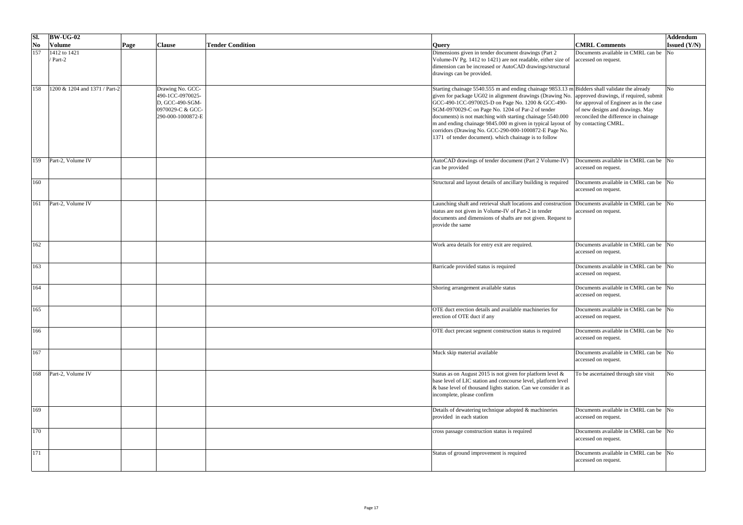| Sl. No | BW-UG-02 Volume | Page | Clause | Tender Condition | Query | CMRL Comments | Addendum Issued (Y/N) |
|---|---|---|---|---|---|---|---|
| 157 | 1412 to 1421 / Part-2 | | | | Dimensions given in tender document drawings (Part 2 Volume-IV Pg. 1412 to 1421) are not readable, either size of dimension can be increased or AutoCAD drawings/structural drawings can be provided. | Documents available in CMRL can be accessed on request. | No |
| 158 | 1200 & 1204 and 1371 / Part-2 | | Drawing No. GCC-490-1CC-0970025-D, GCC-490-SGM-0970029-C & GCC-290-000-1000872-E | | Starting chainage 5540.555 m and ending chainage 9853.13 m given for package UG02 in alignment drawings (Drawing No. GCC-490-1CC-0970025-D on Page No. 1200 & GCC-490-SGM-0970029-C on Page No. 1204 of Par-2 of tender documents) is not matching with starting chainage 5540.000 m and ending chainage 9845.000 m given in typical layout of corridors (Drawing No. GCC-290-000-1000872-E Page No. 1371 of tender document). which chainage is to follow | Bidders shall validate the already approved drawings, if required, submit for approval of Engineer as in the case of new designs and drawings. May reconciled the difference in chainage by contacting CMRL. | No |
| 159 | Part-2, Volume IV | | | | AutoCAD drawings of tender document (Part 2 Volume-IV) can be provided | Documents available in CMRL can be accessed on request. | No |
| 160 | | | | | Structural and layout details of ancillary building is required | Documents available in CMRL can be accessed on request. | No |
| 161 | Part-2, Volume IV | | | | Launching shaft and retrieval shaft locations and construction status are not given in Volume-IV of Part-2 in tender documents and dimensions of shafts are not given. Request to provide the same | Documents available in CMRL can be accessed on request. | No |
| 162 | | | | | Work area details for entry exit are required. | Documents available in CMRL can be accessed on request. | No |
| 163 | | | | | Barricade provided status is required | Documents available in CMRL can be accessed on request. | No |
| 164 | | | | | Shoring arrangement available status | Documents available in CMRL can be accessed on request. | No |
| 165 | | | | | OTE duct erection details and available machineries for erection of OTE duct if any | Documents available in CMRL can be accessed on request. | No |
| 166 | | | | | OTE duct precast segment construction status is required | Documents available in CMRL can be accessed on request. | No |
| 167 | | | | | Muck skip material available | Documents available in CMRL can be accessed on request. | No |
| 168 | Part-2, Volume IV | | | | Status as on August 2015 is not given for platform level & base level of LIC station and concourse level, platform level & base level of thousand lights station. Can we consider it as incomplete, please confirm | To be ascertained through site visit | No |
| 169 | | | | | Details of dewatering technique adopted & machineries provided in each station | Documents available in CMRL can be accessed on request. | No |
| 170 | | | | | cross passage construction status is required | Documents available in CMRL can be accessed on request. | No |
| 171 | | | | | Status of ground improvement is required | Documents available in CMRL can be accessed on request. | No |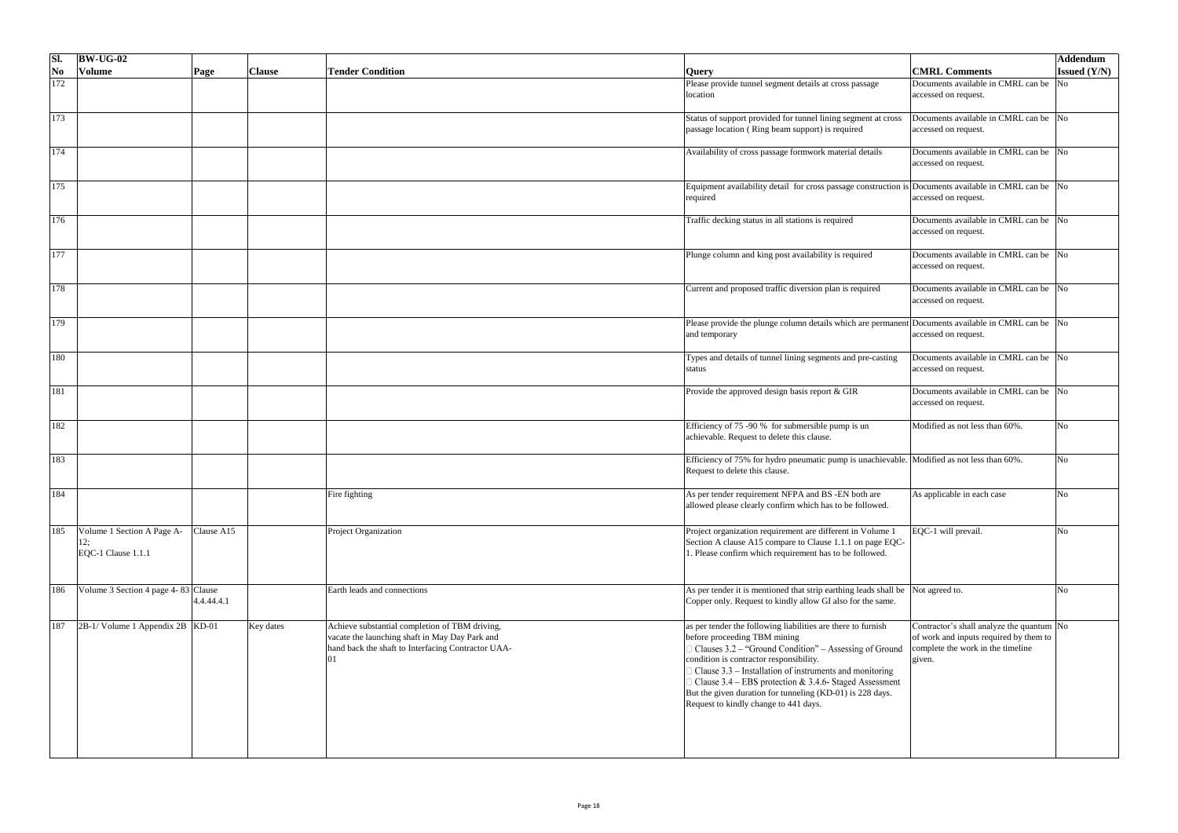| Sl. No | BW-UG-02 Volume | Page | Clause | Tender Condition | Query | CMRL Comments | Addendum Issued (Y/N) |
|---|---|---|---|---|---|---|---|
| 172 | | | | | Please provide tunnel segment details at cross passage location | Documents available in CMRL can be accessed on request. | No |
| 173 | | | | | Status of support provided for tunnel lining segment at cross passage location ( Ring beam support) is required | Documents available in CMRL can be accessed on request. | No |
| 174 | | | | | Availability of cross passage formwork material details | Documents available in CMRL can be accessed on request. | No |
| 175 | | | | | Equipment availability detail for cross passage construction is required | Documents available in CMRL can be accessed on request. | No |
| 176 | | | | | Traffic decking status in all stations is required | Documents available in CMRL can be accessed on request. | No |
| 177 | | | | | Plunge column and king post availability is required | Documents available in CMRL can be accessed on request. | No |
| 178 | | | | | Current and proposed traffic diversion plan is required | Documents available in CMRL can be accessed on request. | No |
| 179 | | | | | Please provide the plunge column details which are permanent and temporary | Documents available in CMRL can be accessed on request. | No |
| 180 | | | | | Types and details of tunnel lining segments and pre-casting status | Documents available in CMRL can be accessed on request. | No |
| 181 | | | | | Provide the approved design basis report & GIR | Documents available in CMRL can be accessed on request. | No |
| 182 | | | | | Efficiency of 75 -90 % for submersible pump is un achievable. Request to delete this clause. | Modified as not less than 60%. | No |
| 183 | | | | | Efficiency of 75% for hydro pneumatic pump is unachievable. Request to delete this clause. | Modified as not less than 60%. | No |
| 184 | | | | Fire fighting | As per tender requirement NFPA and BS -EN both are allowed please clearly confirm which has to be followed. | As applicable in each case | No |
| 185 | Volume 1 Section A Page A-12; EQC-1 Clause 1.1.1 | Clause A15 | | Project Organization | Project organization requirement are different in Volume 1 Section A clause A15 compare to Clause 1.1.1 on page EQC-1. Please confirm which requirement has to be followed. | EQC-1 will prevail. | No |
| 186 | Volume 3 Section 4 page 4- 83 | Clause 4.4.44.4.1 | | Earth leads and connections | As per tender it is mentioned that strip earthing leads shall be Copper only. Request to kindly allow GI also for the same. | Not agreed to. | No |
| 187 | 2B-1/ Volume 1 Appendix 2B | KD-01 | Key dates | Achieve substantial completion of TBM driving, vacate the launching shaft in May Day Park and hand back the shaft to Interfacing Contractor UAA-01 | as per tender the following liabilities are there to furnish before proceeding TBM mining<br> Clauses 3.2 – "Ground Condition" – Assessing of Ground condition is contractor responsibility.<br> Clause 3.3 – Installation of instruments and monitoring<br> Clause 3.4 – EBS protection & 3.4.6- Staged Assessment<br>But the given duration for tunneling (KD-01) is 228 days. Request to kindly change to 441 days. | Contractor's shall analyze the quantum of work and inputs required by them to complete the work in the timeline given. | No |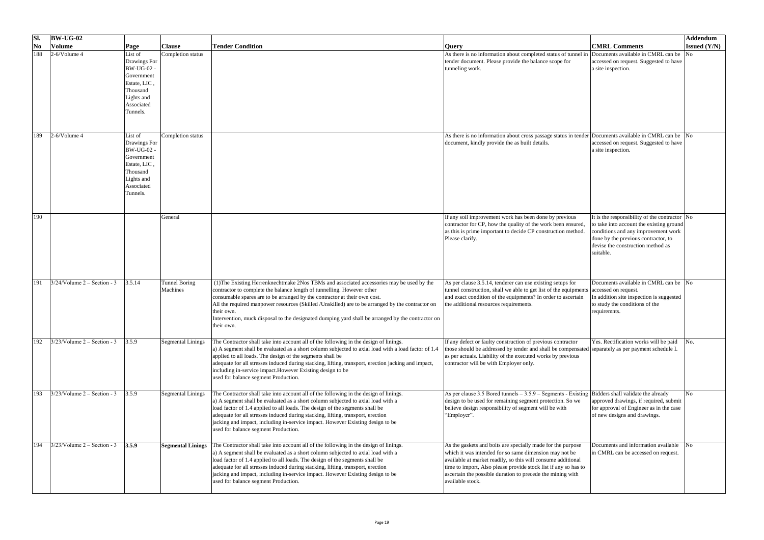| Sl. No | BW-UG-02 Volume | Page | Clause | Tender Condition | Query | CMRL Comments | Addendum Issued (Y/N) |
|---|---|---|---|---|---|---|---|
| 188 | 2-6/Volume 4 | List of Drawings For BW-UG-02 - Government Estate, LIC , Thousand Lights and Associated Tunnels. | Completion status | | As there is no information about completed status of tunnel in tender document. Please provide the balance scope for tunneling work. | Documents available in CMRL can be accessed on request. Suggested to have a site inspection. | No |
| 189 | 2-6/Volume 4 | List of Drawings For BW-UG-02 - Government Estate, LIC , Thousand Lights and Associated Tunnels. | Completion status | | As there is no information about cross passage status in tender document, kindly provide the as built details. | Documents available in CMRL can be accessed on request. Suggested to have a site inspection. | No |
| 190 | | | General | | If any soil improvement work has been done by previous contractor for CP, how the quality of the work been ensured, as this is prime important to decide CP construction method. Please clarify. | It is the responsibility of the contractor to take into account the existing ground conditions and any improvement work done by the previous contractor, to devise the construction method as suitable. | No |
| 191 | 3/24/Volume 2 – Section - 3 | 3.5.14 | Tunnel Boring Machines | (1)The Existing Herrenknechtmake 2Nos TBMs and associated accessories may be used by the contractor to complete the balance length of tunnelling. However other consumable spares are to be arranged by the contractor at their own cost.<br>All the required manpower resources (Skilled /Unskilled) are to be arranged by the contractor on their own.<br>Intervention, muck disposal to the designated dumping yard shall be arranged by the contractor on their own. | As per clause 3.5.14, tenderer can use existing setups for tunnel construction, shall we able to get list of the equipments and exact condition of the equipments? In order to ascertain the additional resources requirements. | Documents available in CMRL can be accessed on request.<br>In addition site inspection is suggested to study the conditions of the requiremnts. | No |
| 192 | 3/23/Volume 2 – Section - 3 | 3.5.9 | Segmental Linings | The Contractor shall take into account all of the following in the design of linings.<br>a) A segment shall be evaluated as a short column subjected to axial load with a load factor of 1.4 applied to all loads. The design of the segments shall be adequate for all stresses induced during stacking, lifting, transport, erection jacking and impact, including in-service impact.However Existing design to be used for balance segment Production. | If any defect or faulty construction of previous contractor those should be addressed by tender and shall be compensated as per actuals. Liability of the executed works by previous contractor will be with Employer only. | Yes. Rectification works will be paid separately as per payment schedule I. | No. |
| 193 | 3/23/Volume 2 – Section - 3 | 3.5.9 | Segmental Linings | The Contractor shall take into account all of the following in the design of linings.<br>a) A segment shall be evaluated as a short column subjected to axial load with a load factor of 1.4 applied to all loads. The design of the segments shall be adequate for all stresses induced during stacking, lifting, transport, erection jacking and impact, including in-service impact. However Existing design to be used for balance segment Production. | As per clause 3.5 Bored tunnels – 3.5.9 – Segments - Existing design to be used for remaining segment protection. So we believe design responsibility of segment will be with "Employer". | Bidders shall validate the already approved drawings, if required, submit for approval of Engineer as in the case of new designs and drawings. | No |
| 194 | 3/23/Volume 2 – Section - 3 | **3.5.9** | **Segmental Linings** | The Contractor shall take into account all of the following in the design of linings.<br>a) A segment shall be evaluated as a short column subjected to axial load with a load factor of 1.4 applied to all loads. The design of the segments shall be adequate for all stresses induced during stacking, lifting, transport, erection jacking and impact, including in-service impact. However Existing design to be used for balance segment Production. | As the gaskets and bolts are specially made for the purpose which it was intended for so same dimension may not be available at market readily, so this will consume additional time to import, Also please provide stock list if any so has to ascertain the possible duration to precede the mining with available stock. | Documents and information available in CMRL can be accessed on request. | No |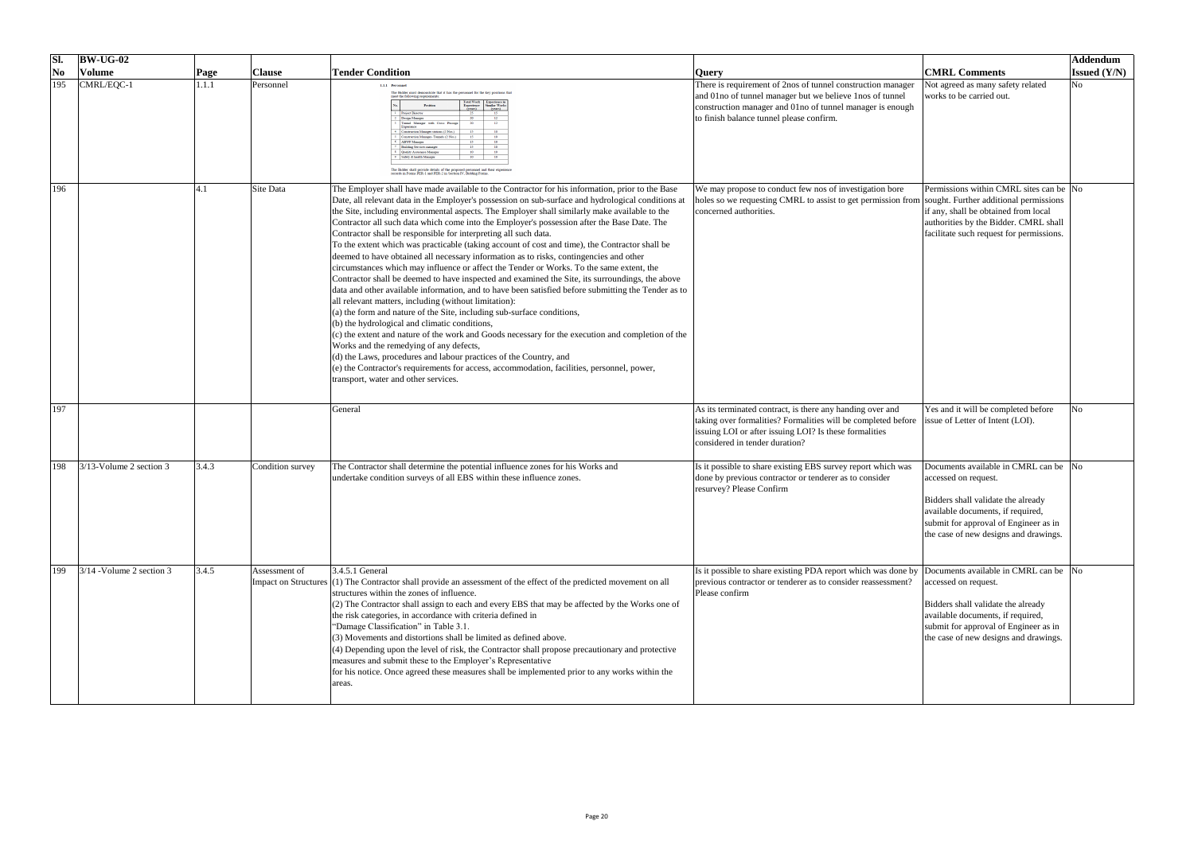| Sl. No | BW-UG-02 Volume | Page | Clause | Tender Condition | Query | CMRL Comments | Addendum Issued (Y/N) |
|---|---|---|---|---|---|---|---|
| 195 | CMRL/EQC-1 | 1.1.1 | Personnel | 1.1.1 Personnel<br>The Bidder must demonstrate that it has the personnel for the key positions that meet the following requirements:<br><br>No. / Position / Total Work Experience (years) / Experience in Similar Works (years)<br>1 Project Director 25 15<br>2 Design Manager 20 12<br>3 Tunnel Manager with Cross Passage Experience 20 12<br>4 Construction Manager-stations (1 No.) 15 10<br>5 Construction Manager- Tunnels (2 Nos.) 15 10<br>6 MEPF Manager 15 10<br>7 Building Services manager 15 10<br>8 Quality Assurance Manager 10 10<br>9 Safety & health Manager 10 10<br><br>The Bidder shall provide details of the proposed personnel and their experience records in Forms PER-1 and PER-2 in Section IV, Bidding Forms. | There is requirement of 2nos of tunnel construction manager and 01no of tunnel manager but we believe 1nos of tunnel construction manager and 01no of tunnel manager is enough to finish balance tunnel please confirm. | Not agreed as many safety related works to be carried out. | No |
| 196 | | 4.1 | Site Data | The Employer shall have made available to the Contractor for his information, prior to the Base Date, all relevant data in the Employer's possession on sub-surface and hydrological conditions at the Site, including environmental aspects. The Employer shall similarly make available to the Contractor all such data which come into the Employer's possession after the Base Date. The Contractor shall be responsible for interpreting all such data.<br>To the extent which was practicable (taking account of cost and time), the Contractor shall be deemed to have obtained all necessary information as to risks, contingencies and other circumstances which may influence or affect the Tender or Works. To the same extent, the Contractor shall be deemed to have inspected and examined the Site, its surroundings, the above data and other available information, and to have been satisfied before submitting the Tender as to all relevant matters, including (without limitation):<br>(a) the form and nature of the Site, including sub-surface conditions,<br>(b) the hydrological and climatic conditions,<br>(c) the extent and nature of the work and Goods necessary for the execution and completion of the Works and the remedying of any defects,<br>(d) the Laws, procedures and labour practices of the Country, and<br>(e) the Contractor's requirements for access, accommodation, facilities, personnel, power, transport, water and other services. | We may propose to conduct few nos of investigation bore holes so we requesting CMRL to assist to get permission from concerned authorities. | Permissions within CMRL sites can be sought. Further additional permissions if any, shall be obtained from local authorities by the Bidder. CMRL shall facilitate such request for permissions. | No |
| 197 | | | | General | As its terminated contract, is there any handing over and taking over formalities? Formalities will be completed before issuing LOI or after issuing LOI? Is these formalities considered in tender duration? | Yes and it will be completed before issue of Letter of Intent (LOI). | No |
| 198 | 3/13-Volume 2 section 3 | 3.4.3 | Condition survey | The Contractor shall determine the potential influence zones for his Works and undertake condition surveys of all EBS within these influence zones. | Is it possible to share existing EBS survey report which was done by previous contractor or tenderer as to consider resurvey? Please Confirm | Documents available in CMRL can be accessed on request.<br><br>Bidders shall validate the already available documents, if required, submit for approval of Engineer as in the case of new designs and drawings. | No |
| 199 | 3/14 -Volume 2 section 3 | 3.4.5 | Assessment of Impact on Structures | 3.4.5.1 General<br>(1) The Contractor shall provide an assessment of the effect of the predicted movement on all structures within the zones of influence.<br>(2) The Contractor shall assign to each and every EBS that may be affected by the Works one of the risk categories, in accordance with criteria defined in "Damage Classification" in Table 3.1.<br>(3) Movements and distortions shall be limited as defined above.<br>(4) Depending upon the level of risk, the Contractor shall propose precautionary and protective measures and submit these to the Employer's Representative for his notice. Once agreed these measures shall be implemented prior to any works within the areas. | Is it possible to share existing PDA report which was done by previous contractor or tenderer as to consider reassessment? Please confirm | Documents available in CMRL can be accessed on request.<br><br>Bidders shall validate the already available documents, if required, submit for approval of Engineer as in the case of new designs and drawings. | No |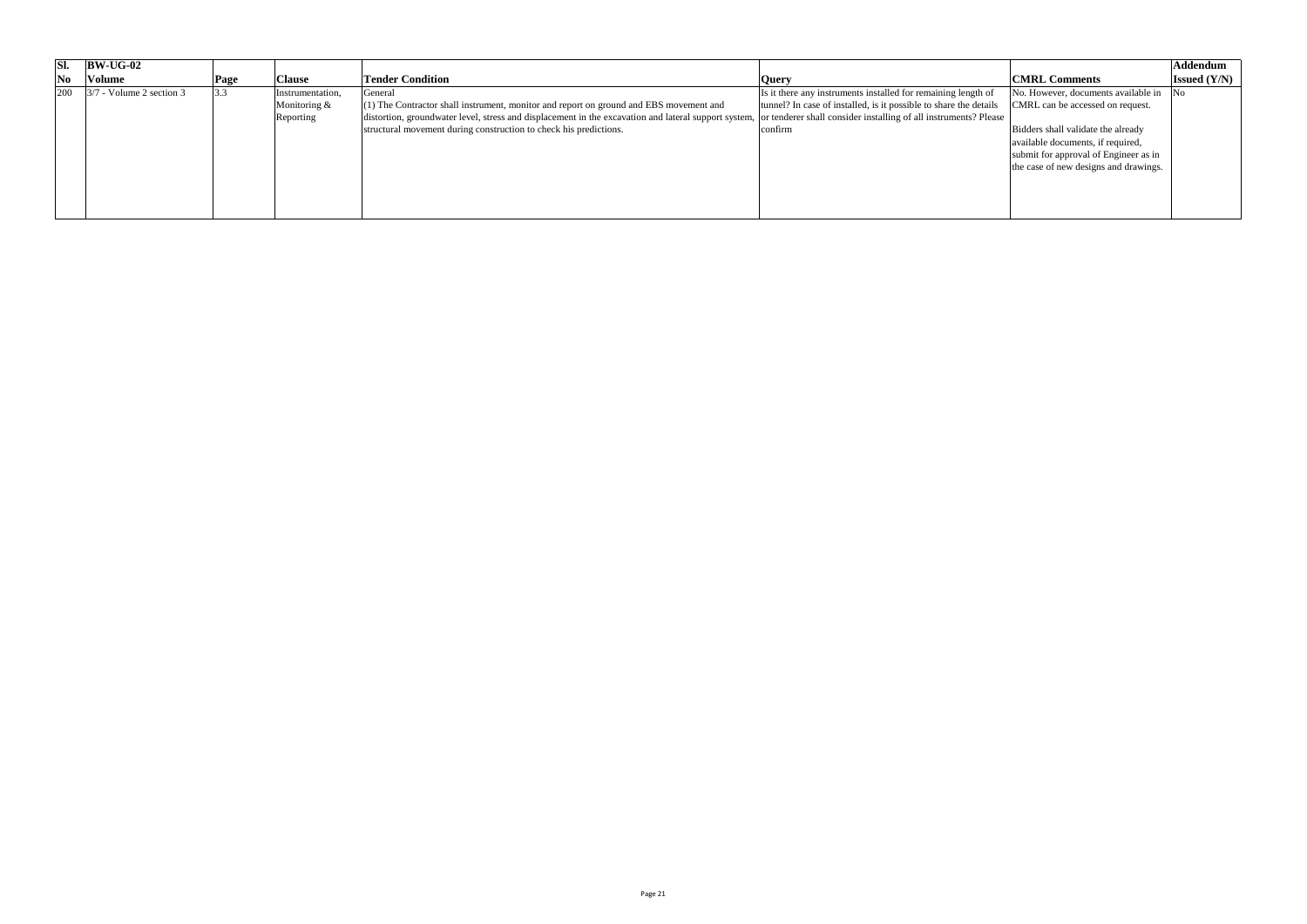| Sl. No | BW-UG-02 Volume | Page | Clause | Tender Condition | Query | CMRL Comments | Addendum Issued (Y/N) |
|---|---|---|---|---|---|---|---|
| 200 | 3/7 - Volume 2 section 3 | 3.3 | Instrumentation, Monitoring & Reporting | General<br>(1) The Contractor shall instrument, monitor and report on ground and EBS movement and distortion, groundwater level, stress and displacement in the excavation and lateral support system, structural movement during construction to check his predictions. | Is it there any instruments installed for remaining length of tunnel? In case of installed, is it possible to share the details or tenderer shall consider installing of all instruments? Please confirm | No. However, documents available in CMRL can be accessed on request.<br><br>Bidders shall validate the already available documents, if required, submit for approval of Engineer as in the case of new designs and drawings. | No |